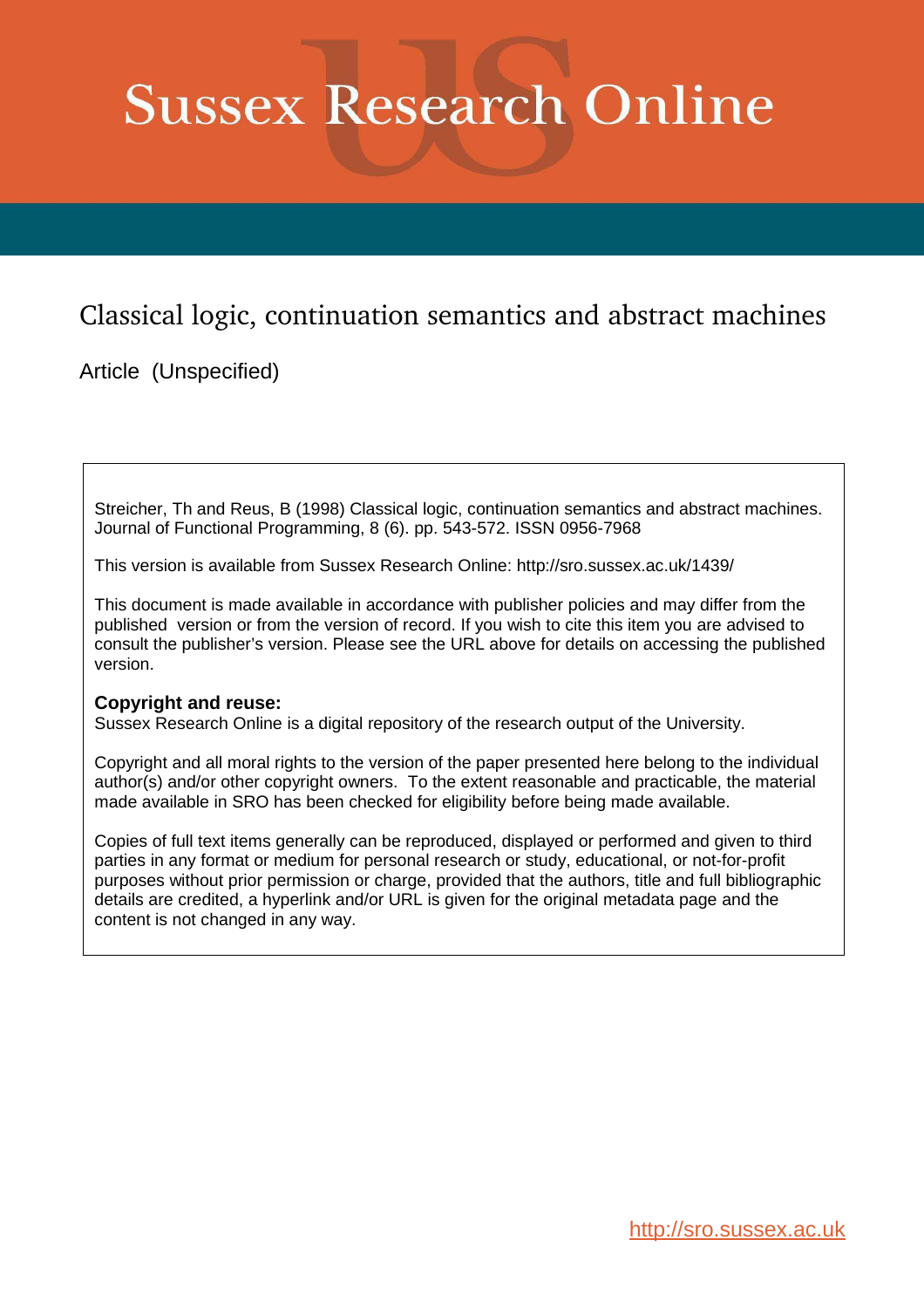# Sussex Research Online

## Classical logic, continuation semantics and abstract machines

Article (Unspecified)

Streicher, Th and Reus, B (1998) Classical logic, continuation semantics and abstract machines. Journal of Functional Programming, 8 (6). pp. 543-572. ISSN 0956-7968

This version is available from Sussex Research Online: http://sro.sussex.ac.uk/1439/

This document is made available in accordance with publisher policies and may differ from the published version or from the version of record. If you wish to cite this item you are advised to consult the publisher's version. Please see the URL above for details on accessing the published version.

**Copyright and reuse:**
Sussex Research Online is a digital repository of the research output of the University.

Copyright and all moral rights to the version of the paper presented here belong to the individual author(s) and/or other copyright owners. To the extent reasonable and practicable, the material made available in SRO has been checked for eligibility before being made available.

Copies of full text items generally can be reproduced, displayed or performed and given to third parties in any format or medium for personal research or study, educational, or not-for-profit purposes without prior permission or charge, provided that the authors, title and full bibliographic details are credited, a hyperlink and/or URL is given for the original metadata page and the content is not changed in any way.

http://sro.sussex.ac.uk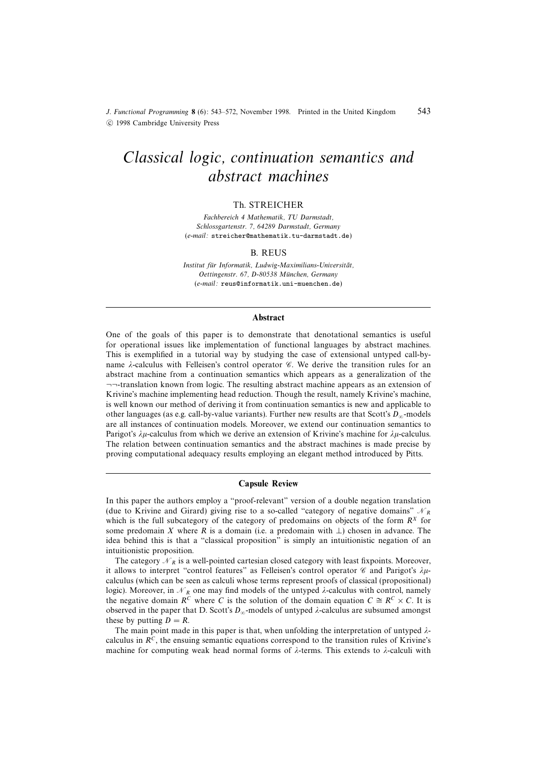# Classical logic, continuation semantics and abstract machines

Th. STREICHER

*Fachbereich 4 Mathematik, TU Darmstadt, Schlossgartenstr. 7, 64289 Darmstadt, Germany*
(*e-mail:* streicher@mathematik.tu-darmstadt.de)

B. REUS

*Institut für Informatik, Ludwig-Maximilians-Universität, Oettingenstr. 67, D-80538 München, Germany*
(*e-mail:* reus@informatik.uni-muenchen.de)

## Abstract

One of the goals of this paper is to demonstrate that denotational semantics is useful for operational issues like implementation of functional languages by abstract machines. This is exemplified in a tutorial way by studying the case of extensional untyped call-by-name $\lambda$-calculus with Felleisen's control operator $\mathscr{C}$. We derive the transition rules for an abstract machine from a continuation semantics which appears as a generalization of the $\neg\neg$-translation known from logic. The resulting abstract machine appears as an extension of Krivine's machine implementing head reduction. Though the result, namely Krivine's machine, is well known our method of deriving it from continuation semantics is new and applicable to other languages (as e.g. call-by-value variants). Further new results are that Scott's $D_\infty$-models are all instances of continuation models. Moreover, we extend our continuation semantics to Parigot's $\lambda\mu$-calculus from which we derive an extension of Krivine's machine for $\lambda\mu$-calculus. The relation between continuation semantics and the abstract machines is made precise by proving computational adequacy results employing an elegant method introduced by Pitts.

## Capsule Review

In this paper the authors employ a "proof-relevant" version of a double negation translation (due to Krivine and Girard) giving rise to a so-called "category of negative domains" $\mathscr{N}_R$ which is the full subcategory of the category of predomains on objects of the form $R^X$ for some predomain $X$ where $R$ is a domain (i.e. a predomain with $\bot$) chosen in advance. The idea behind this is that a "classical proposition" is simply an intuitionistic negation of an intuitionistic proposition.

The category $\mathscr{N}_R$ is a well-pointed cartesian closed category with least fixpoints. Moreover, it allows to interpret "control features" as Felleisen's control operator $\mathscr{C}$ and Parigot's $\lambda\mu$-calculus (which can be seen as calculi whose terms represent proofs of classical (propositional) logic). Moreover, in $\mathscr{N}_R$ one may find models of the untyped $\lambda$-calculus with control, namely the negative domain $R^C$ where $C$ is the solution of the domain equation $C \cong R^C \times C$. It is observed in the paper that D. Scott's $D_\infty$-models of untyped $\lambda$-calculus are subsumed amongst these by putting $D = R$.

The main point made in this paper is that, when unfolding the interpretation of untyped $\lambda$-calculus in $R^C$, the ensuing semantic equations correspond to the transition rules of Krivine's machine for computing weak head normal forms of $\lambda$-terms. This extends to $\lambda$-calculi with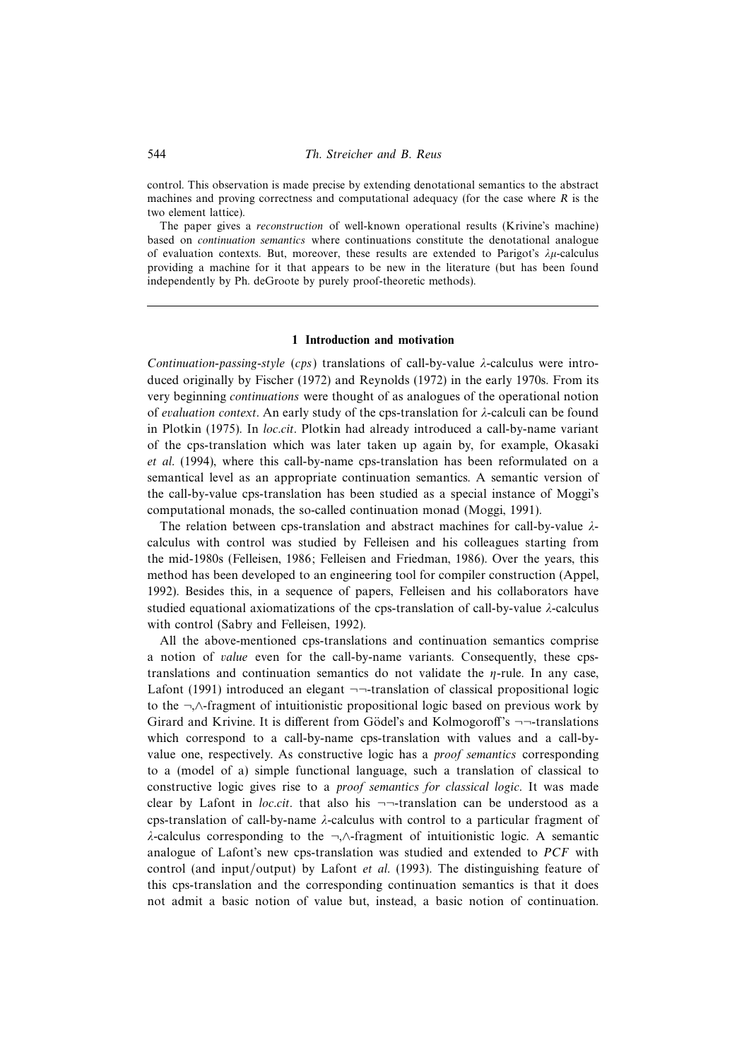control. This observation is made precise by extending denotational semantics to the abstract machines and proving correctness and computational adequacy (for the case where $R$ is the two element lattice).

The paper gives a *reconstruction* of well-known operational results (Krivine's machine) based on *continuation semantics* where continuations constitute the denotational analogue of evaluation contexts. But, moreover, these results are extended to Parigot's $\lambda\mu$-calculus providing a machine for it that appears to be new in the literature (but has been found independently by Ph. deGroote by purely proof-theoretic methods).

---

## 1 Introduction and motivation

*Continuation-passing-style* (*cps*) translations of call-by-value $\lambda$-calculus were introduced originally by Fischer (1972) and Reynolds (1972) in the early 1970s. From its very beginning *continuations* were thought of as analogues of the operational notion of *evaluation context*. An early study of the cps-translation for $\lambda$-calculi can be found in Plotkin (1975). In *loc.cit*. Plotkin had already introduced a call-by-name variant of the cps-translation which was later taken up again by, for example, Okasaki *et al*. (1994), where this call-by-name cps-translation has been reformulated on a semantical level as an appropriate continuation semantics. A semantic version of the call-by-value cps-translation has been studied as a special instance of Moggi's computational monads, the so-called continuation monad (Moggi, 1991).

The relation between cps-translation and abstract machines for call-by-value $\lambda$-calculus with control was studied by Felleisen and his colleagues starting from the mid-1980s (Felleisen, 1986; Felleisen and Friedman, 1986). Over the years, this method has been developed to an engineering tool for compiler construction (Appel, 1992). Besides this, in a sequence of papers, Felleisen and his collaborators have studied equational axiomatizations of the cps-translation of call-by-value $\lambda$-calculus with control (Sabry and Felleisen, 1992).

All the above-mentioned cps-translations and continuation semantics comprise a notion of *value* even for the call-by-name variants. Consequently, these cps-translations and continuation semantics do not validate the $\eta$-rule. In any case, Lafont (1991) introduced an elegant $\neg\neg$-translation of classical propositional logic to the $\neg,\wedge$-fragment of intuitionistic propositional logic based on previous work by Girard and Krivine. It is different from Gödel's and Kolmogoroff's $\neg\neg$-translations which correspond to a call-by-name cps-translation with values and a call-by-value one, respectively. As constructive logic has a *proof semantics* corresponding to a (model of a) simple functional language, such a translation of classical to constructive logic gives rise to a *proof semantics for classical logic*. It was made clear by Lafont in *loc.cit*. that also his $\neg\neg$-translation can be understood as a cps-translation of call-by-name $\lambda$-calculus with control to a particular fragment of $\lambda$-calculus corresponding to the $\neg,\wedge$-fragment of intuitionistic logic. A semantic analogue of Lafont's new cps-translation was studied and extended to *PCF* with control (and input/output) by Lafont *et al*. (1993). The distinguishing feature of this cps-translation and the corresponding continuation semantics is that it does not admit a basic notion of value but, instead, a basic notion of continuation.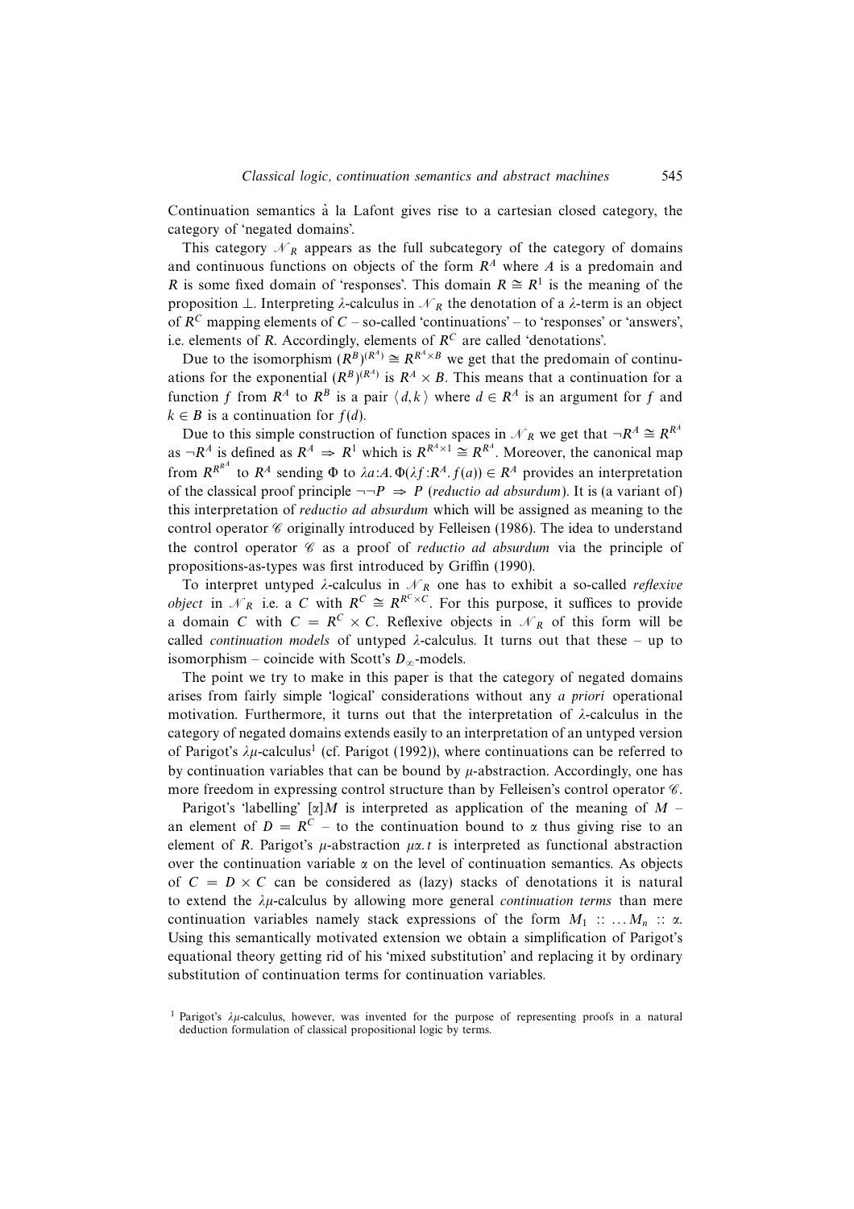Continuation semantics à la Lafont gives rise to a cartesian closed category, the category of 'negated domains'.

This category $\mathcal{N}_R$ appears as the full subcategory of the category of domains and continuous functions on objects of the form $R^A$ where $A$ is a predomain and $R$ is some fixed domain of 'responses'. This domain $R \cong R^1$ is the meaning of the proposition $\bot$. Interpreting $\lambda$-calculus in $\mathcal{N}_R$ the denotation of a $\lambda$-term is an object of $R^C$ mapping elements of $C$ – so-called 'continuations' – to 'responses' or 'answers', i.e. elements of $R$. Accordingly, elements of $R^C$ are called 'denotations'.

Due to the isomorphism $(R^B)^{(R^A)} \cong R^{R^A \times B}$ we get that the predomain of continuations for the exponential $(R^B)^{(R^A)}$ is $R^A \times B$. This means that a continuation for a function $f$ from $R^A$ to $R^B$ is a pair $\langle d, k \rangle$ where $d \in R^A$ is an argument for $f$ and $k \in B$ is a continuation for $f(d)$.

Due to this simple construction of function spaces in $\mathcal{N}_R$ we get that $\neg R^A \cong R^{R^A}$ as $\neg R^A$ is defined as $R^A \Rightarrow R^1$ which is $R^{R^A \times 1} \cong R^{R^A}$. Moreover, the canonical map from $R^{R^{R^A}}$ to $R^A$ sending $\Phi$ to $\lambda a{:}A.\, \Phi(\lambda f{:}R^A.\, f(a)) \in R^A$ provides an interpretation of the classical proof principle $\neg\neg P \Rightarrow P$ (*reductio ad absurdum*). It is (a variant of) this interpretation of *reductio ad absurdum* which will be assigned as meaning to the control operator $\mathscr{C}$ originally introduced by Felleisen (1986). The idea to understand the control operator $\mathscr{C}$ as a proof of *reductio ad absurdum* via the principle of propositions-as-types was first introduced by Griffin (1990).

To interpret untyped $\lambda$-calculus in $\mathcal{N}_R$ one has to exhibit a so-called *reflexive object* in $\mathcal{N}_R$ i.e. a $C$ with $R^C \cong R^{R^C \times C}$. For this purpose, it suffices to provide a domain $C$ with $C = R^C \times C$. Reflexive objects in $\mathcal{N}_R$ of this form will be called *continuation models* of untyped $\lambda$-calculus. It turns out that these – up to isomorphism – coincide with Scott's $D_\infty$-models.

The point we try to make in this paper is that the category of negated domains arises from fairly simple 'logical' considerations without any *a priori* operational motivation. Furthermore, it turns out that the interpretation of $\lambda$-calculus in the category of negated domains extends easily to an interpretation of an untyped version of Parigot's $\lambda\mu$-calculus[1] (cf. Parigot (1992)), where continuations can be referred to by continuation variables that can be bound by $\mu$-abstraction. Accordingly, one has more freedom in expressing control structure than by Felleisen's control operator $\mathscr{C}$.

Parigot's 'labelling' $[\alpha]M$ is interpreted as application of the meaning of $M$ – an element of $D = R^C$ – to the continuation bound to $\alpha$ thus giving rise to an element of $R$. Parigot's $\mu$-abstraction $\mu\alpha.\, t$ is interpreted as functional abstraction over the continuation variable $\alpha$ on the level of continuation semantics. As objects of $C = D \times C$ can be considered as (lazy) stacks of denotations it is natural to extend the $\lambda\mu$-calculus by allowing more general *continuation terms* than mere continuation variables namely stack expressions of the form $M_1 :: \ldots M_n :: \alpha$. Using this semantically motivated extension we obtain a simplification of Parigot's equational theory getting rid of his 'mixed substitution' and replacing it by ordinary substitution of continuation terms for continuation variables.

[1] Parigot's $\lambda\mu$-calculus, however, was invented for the purpose of representing proofs in a natural deduction formulation of classical propositional logic by terms.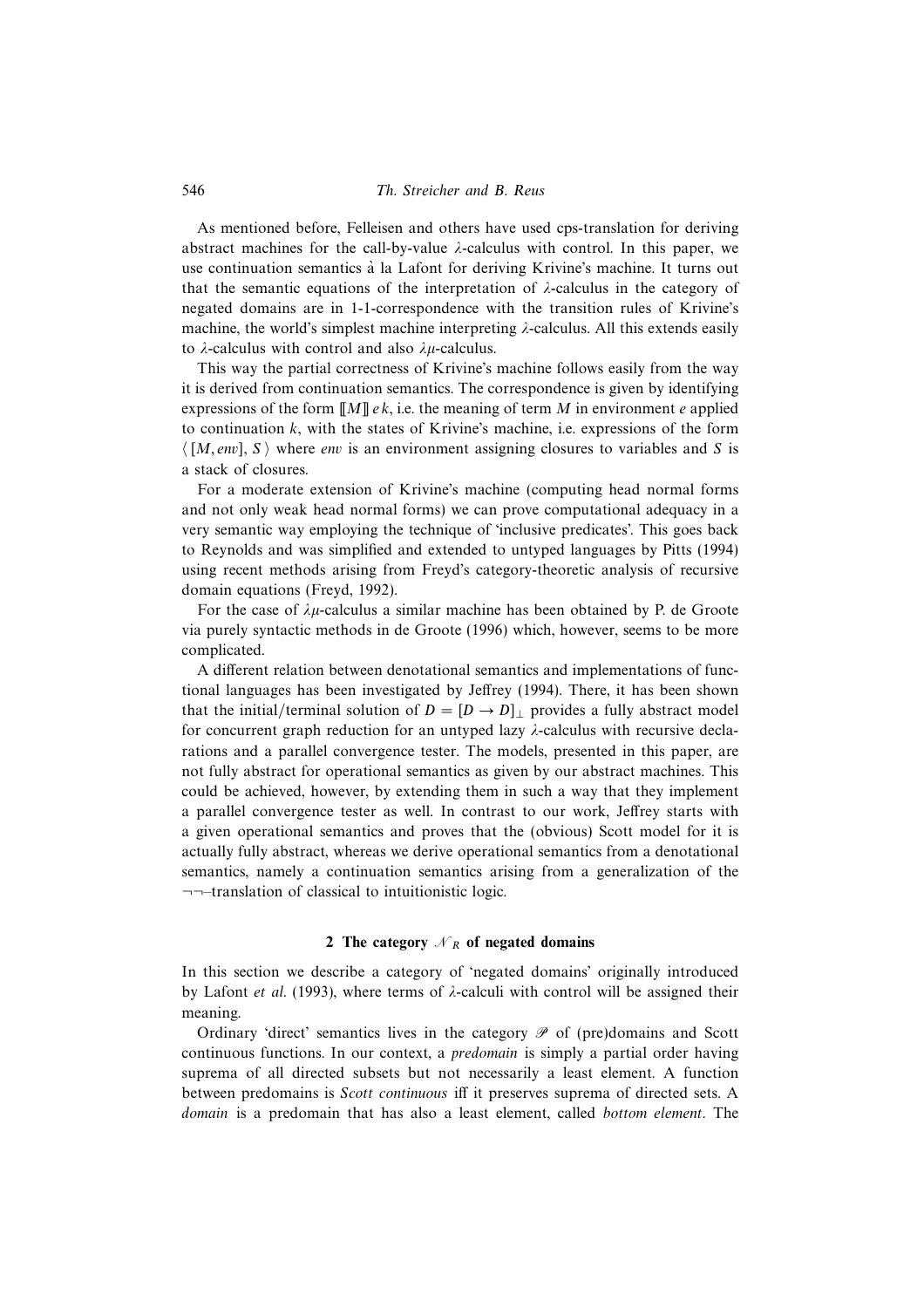As mentioned before, Felleisen and others have used cps-translation for deriving abstract machines for the call-by-value $\lambda$-calculus with control. In this paper, we use continuation semantics à la Lafont for deriving Krivine's machine. It turns out that the semantic equations of the interpretation of $\lambda$-calculus in the category of negated domains are in 1-1-correspondence with the transition rules of Krivine's machine, the world's simplest machine interpreting $\lambda$-calculus. All this extends easily to $\lambda$-calculus with control and also $\lambda\mu$-calculus.

This way the partial correctness of Krivine's machine follows easily from the way it is derived from continuation semantics. The correspondence is given by identifying expressions of the form $[\![M]\!]\, e\, k$, i.e. the meaning of term $M$ in environment $e$ applied to continuation $k$, with the states of Krivine's machine, i.e. expressions of the form $\langle\, [M, env],\, S\, \rangle$ where *env* is an environment assigning closures to variables and $S$ is a stack of closures.

For a moderate extension of Krivine's machine (computing head normal forms and not only weak head normal forms) we can prove computational adequacy in a very semantic way employing the technique of 'inclusive predicates'. This goes back to Reynolds and was simplified and extended to untyped languages by Pitts (1994) using recent methods arising from Freyd's category-theoretic analysis of recursive domain equations (Freyd, 1992).

For the case of $\lambda\mu$-calculus a similar machine has been obtained by P. de Groote via purely syntactic methods in de Groote (1996) which, however, seems to be more complicated.

A different relation between denotational semantics and implementations of functional languages has been investigated by Jeffrey (1994). There, it has been shown that the initial/terminal solution of $D = [D \to D]_\perp$ provides a fully abstract model for concurrent graph reduction for an untyped lazy $\lambda$-calculus with recursive declarations and a parallel convergence tester. The models, presented in this paper, are not fully abstract for operational semantics as given by our abstract machines. This could be achieved, however, by extending them in such a way that they implement a parallel convergence tester as well. In contrast to our work, Jeffrey starts with a given operational semantics and proves that the (obvious) Scott model for it is actually fully abstract, whereas we derive operational semantics from a denotational semantics, namely a continuation semantics arising from a generalization of the $\neg\neg$–translation of classical to intuitionistic logic.

## 2 The category $\mathcal{N}_R$ of negated domains

In this section we describe a category of 'negated domains' originally introduced by Lafont *et al.* (1993), where terms of $\lambda$-calculi with control will be assigned their meaning.

Ordinary 'direct' semantics lives in the category $\mathcal{P}$ of (pre)domains and Scott continuous functions. In our context, a *predomain* is simply a partial order having suprema of all directed subsets but not necessarily a least element. A function between predomains is *Scott continuous* iff it preserves suprema of directed sets. A *domain* is a predomain that has also a least element, called *bottom element*. The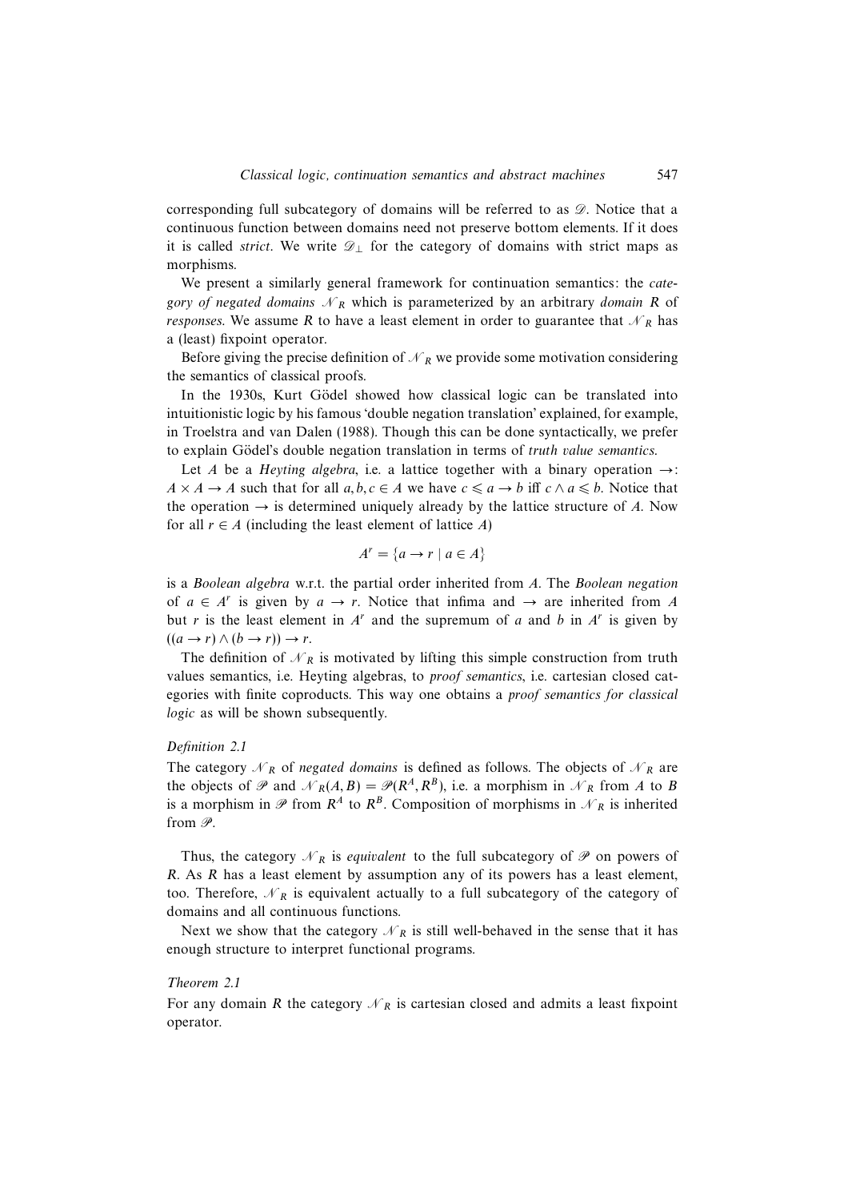corresponding full subcategory of domains will be referred to as $\mathscr{D}$. Notice that a continuous function between domains need not preserve bottom elements. If it does it is called *strict*. We write $\mathscr{D}_\perp$ for the category of domains with strict maps as morphisms.

We present a similarly general framework for continuation semantics: the *category of negated domains* $\mathscr{N}_R$ which is parameterized by an arbitrary *domain* $R$ of *responses*. We assume $R$ to have a least element in order to guarantee that $\mathscr{N}_R$ has a (least) fixpoint operator.

Before giving the precise definition of $\mathscr{N}_R$ we provide some motivation considering the semantics of classical proofs.

In the 1930s, Kurt Gödel showed how classical logic can be translated into intuitionistic logic by his famous 'double negation translation' explained, for example, in Troelstra and van Dalen (1988). Though this can be done syntactically, we prefer to explain Gödel's double negation translation in terms of *truth value semantics.*

Let $A$ be a *Heyting algebra*, i.e. a lattice together with a binary operation $\to$: $A \times A \to A$ such that for all $a, b, c \in A$ we have $c \leqslant a \to b$ iff $c \wedge a \leqslant b$. Notice that the operation $\to$ is determined uniquely already by the lattice structure of $A$. Now for all $r \in A$ (including the least element of lattice $A$)

$$A^r = \{a \to r \mid a \in A\}$$

is a *Boolean algebra* w.r.t. the partial order inherited from $A$. The *Boolean negation* of $a \in A^r$ is given by $a \to r$. Notice that infima and $\to$ are inherited from $A$ but $r$ is the least element in $A^r$ and the supremum of $a$ and $b$ in $A^r$ is given by $((a \to r) \wedge (b \to r)) \to r$.

The definition of $\mathscr{N}_R$ is motivated by lifting this simple construction from truth values semantics, i.e. Heyting algebras, to *proof semantics*, i.e. cartesian closed categories with finite coproducts. This way one obtains a *proof semantics for classical logic* as will be shown subsequently.

*Definition 2.1*

The category $\mathscr{N}_R$ of *negated domains* is defined as follows. The objects of $\mathscr{N}_R$ are the objects of $\mathscr{P}$ and $\mathscr{N}_R(A, B) = \mathscr{P}(R^A, R^B)$, i.e. a morphism in $\mathscr{N}_R$ from $A$ to $B$ is a morphism in $\mathscr{P}$ from $R^A$ to $R^B$. Composition of morphisms in $\mathscr{N}_R$ is inherited from $\mathscr{P}$.

Thus, the category $\mathscr{N}_R$ is *equivalent* to the full subcategory of $\mathscr{P}$ on powers of $R$. As $R$ has a least element by assumption any of its powers has a least element, too. Therefore, $\mathscr{N}_R$ is equivalent actually to a full subcategory of the category of domains and all continuous functions.

Next we show that the category $\mathscr{N}_R$ is still well-behaved in the sense that it has enough structure to interpret functional programs.

*Theorem 2.1*

For any domain $R$ the category $\mathscr{N}_R$ is cartesian closed and admits a least fixpoint operator.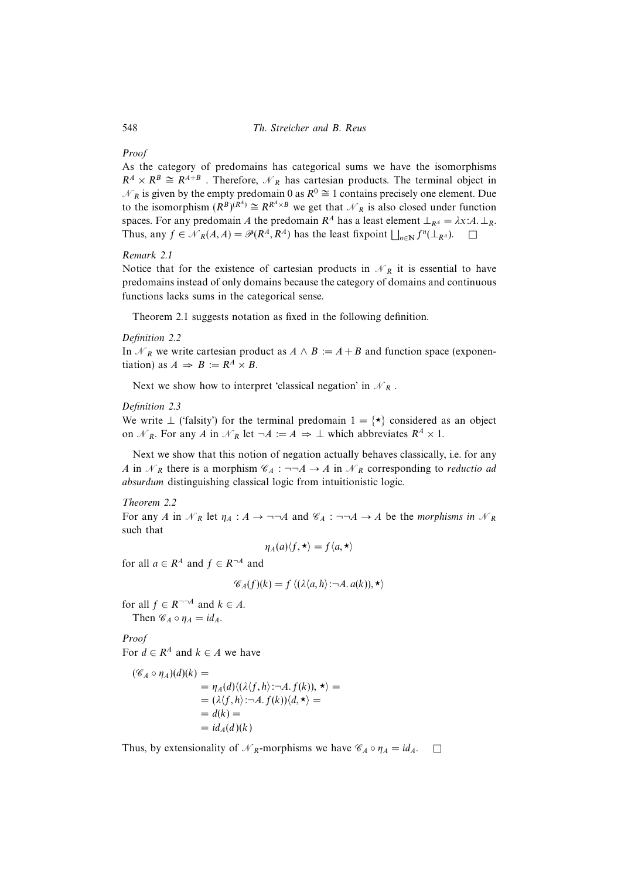*Proof*

As the category of predomains has categorical sums we have the isomorphisms $R^A \times R^B \cong R^{A+B}$ . Therefore, $\mathcal{N}_R$ has cartesian products. The terminal object in $\mathcal{N}_R$ is given by the empty predomain 0 as $R^0 \cong 1$ contains precisely one element. Due to the isomorphism $(R^B)^{(R^A)} \cong R^{R^A \times B}$ we get that $\mathcal{N}_R$ is also closed under function spaces. For any predomain $A$ the predomain $R^A$ has a least element $\bot_{R^A} = \lambda x{:}A.\bot_R$. Thus, any $f \in \mathcal{N}_R(A, A) = \mathscr{P}(R^A, R^A)$ has the least fixpoint $\bigsqcup_{n\in\mathbb{N}} f^n(\bot_{R^A})$. □

*Remark 2.1*

Notice that for the existence of cartesian products in $\mathcal{N}_R$ it is essential to have predomains instead of only domains because the category of domains and continuous functions lacks sums in the categorical sense.

Theorem 2.1 suggests notation as fixed in the following definition.

*Definition 2.2*

In $\mathcal{N}_R$ we write cartesian product as $A \wedge B := A + B$ and function space (exponentiation) as $A \Rightarrow B := R^A \times B$.

Next we show how to interpret 'classical negation' in $\mathcal{N}_R$ .

*Definition 2.3*

We write $\bot$ ('falsity') for the terminal predomain $1 = \{\star\}$ considered as an object on $\mathcal{N}_R$. For any $A$ in $\mathcal{N}_R$ let $\neg A := A \Rightarrow \bot$ which abbreviates $R^A \times 1$.

Next we show that this notion of negation actually behaves classically, i.e. for any $A$ in $\mathcal{N}_R$ there is a morphism $\mathscr{C}_A : \neg\neg A \to A$ in $\mathcal{N}_R$ corresponding to *reductio ad absurdum* distinguishing classical logic from intuitionistic logic.

*Theorem 2.2*

For any $A$ in $\mathcal{N}_R$ let $\eta_A : A \to \neg\neg A$ and $\mathscr{C}_A : \neg\neg A \to A$ be the *morphisms in* $\mathcal{N}_R$ such that

$$\eta_A(a)\langle f, \star\rangle = f\langle a, \star\rangle$$

for all $a \in R^A$ and $f \in R^{\neg A}$ and

$$\mathscr{C}_A(f)(k) = f\ \langle(\lambda\langle a, h\rangle{:}\neg A.\, a(k)), \star\rangle$$

for all $f \in R^{\neg\neg A}$ and $k \in A$.

Then $\mathscr{C}_A \circ \eta_A = id_A$.

*Proof*

For $d \in R^A$ and $k \in A$ we have

$$
\begin{aligned}
(\mathscr{C}_A \circ \eta_A)(d)(k) &= \\
&= \eta_A(d)\langle(\lambda\langle f, h\rangle{:}\neg A.\, f(k)), \star\rangle = \\
&= (\lambda\langle f, h\rangle{:}\neg A.\, f(k))\langle d, \star\rangle = \\
&= d(k) = \\
&= id_A(d)(k)
\end{aligned}
$$

Thus, by extensionality of $\mathcal{N}_R$-morphisms we have $\mathscr{C}_A \circ \eta_A = id_A$. □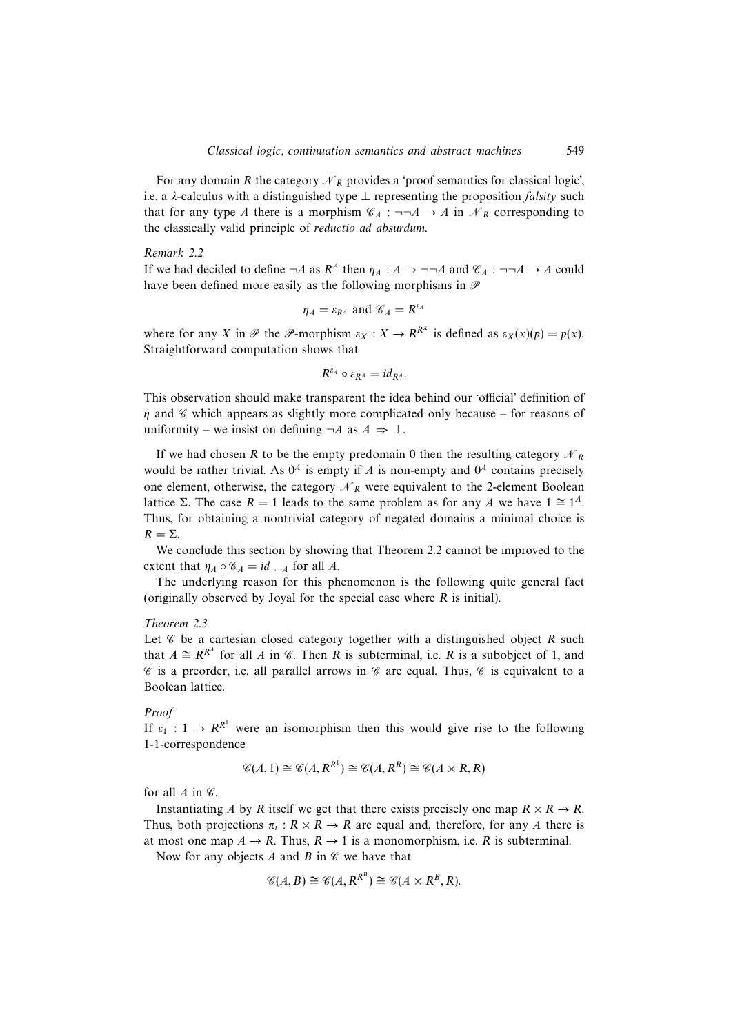For any domain $R$ the category $\mathcal{N}_R$ provides a 'proof semantics for classical logic', i.e. a $\lambda$-calculus with a distinguished type $\bot$ representing the proposition *falsity* such that for any type $A$ there is a morphism $\mathscr{C}_A : \neg\neg A \to A$ in $\mathcal{N}_R$ corresponding to the classically valid principle of *reductio ad absurdum*.

*Remark 2.2*

If we had decided to define $\neg A$ as $R^A$ then $\eta_A : A \to \neg\neg A$ and $\mathscr{C}_A : \neg\neg A \to A$ could have been defined more easily as the following morphisms in $\mathscr{P}$

$$\eta_A = \varepsilon_{R^A} \text{ and } \mathscr{C}_A = R^{\varepsilon_A}$$

where for any $X$ in $\mathscr{P}$ the $\mathscr{P}$-morphism $\varepsilon_X : X \to R^{R^X}$ is defined as $\varepsilon_X(x)(p) = p(x)$. Straightforward computation shows that

$$R^{\varepsilon_A} \circ \varepsilon_{R^A} = id_{R^A}.$$

This observation should make transparent the idea behind our 'official' definition of $\eta$ and $\mathscr{C}$ which appears as slightly more complicated only because – for reasons of uniformity – we insist on defining $\neg A$ as $A \Rightarrow \bot$.

If we had chosen $R$ to be the empty predomain 0 then the resulting category $\mathcal{N}_R$ would be rather trivial. As $0^A$ is empty if $A$ is non-empty and $0^A$ contains precisely one element, otherwise, the category $\mathcal{N}_R$ were equivalent to the 2-element Boolean lattice $\Sigma$. The case $R = 1$ leads to the same problem as for any $A$ we have $1 \cong 1^A$. Thus, for obtaining a nontrivial category of negated domains a minimal choice is $R = \Sigma$.

We conclude this section by showing that Theorem 2.2 cannot be improved to the extent that $\eta_A \circ \mathscr{C}_A = id_{\neg\neg A}$ for all $A$.

The underlying reason for this phenomenon is the following quite general fact (originally observed by Joyal for the special case where $R$ is initial).

*Theorem 2.3*

Let $\mathscr{C}$ be a cartesian closed category together with a distinguished object $R$ such that $A \cong R^{R^A}$ for all $A$ in $\mathscr{C}$. Then $R$ is subterminal, i.e. $R$ is a subobject of 1, and $\mathscr{C}$ is a preorder, i.e. all parallel arrows in $\mathscr{C}$ are equal. Thus, $\mathscr{C}$ is equivalent to a Boolean lattice.

*Proof*

If $\varepsilon_1 : 1 \to R^{R^1}$ were an isomorphism then this would give rise to the following 1-1-correspondence

$$\mathscr{C}(A, 1) \cong \mathscr{C}(A, R^{R^1}) \cong \mathscr{C}(A, R^R) \cong \mathscr{C}(A \times R, R)$$

for all $A$ in $\mathscr{C}$.

Instantiating $A$ by $R$ itself we get that there exists precisely one map $R \times R \to R$. Thus, both projections $\pi_i : R \times R \to R$ are equal and, therefore, for any $A$ there is at most one map $A \to R$. Thus, $R \to 1$ is a monomorphism, i.e. $R$ is subterminal.

Now for any objects $A$ and $B$ in $\mathscr{C}$ we have that

$$\mathscr{C}(A, B) \cong \mathscr{C}(A, R^{R^B}) \cong \mathscr{C}(A \times R^B, R).$$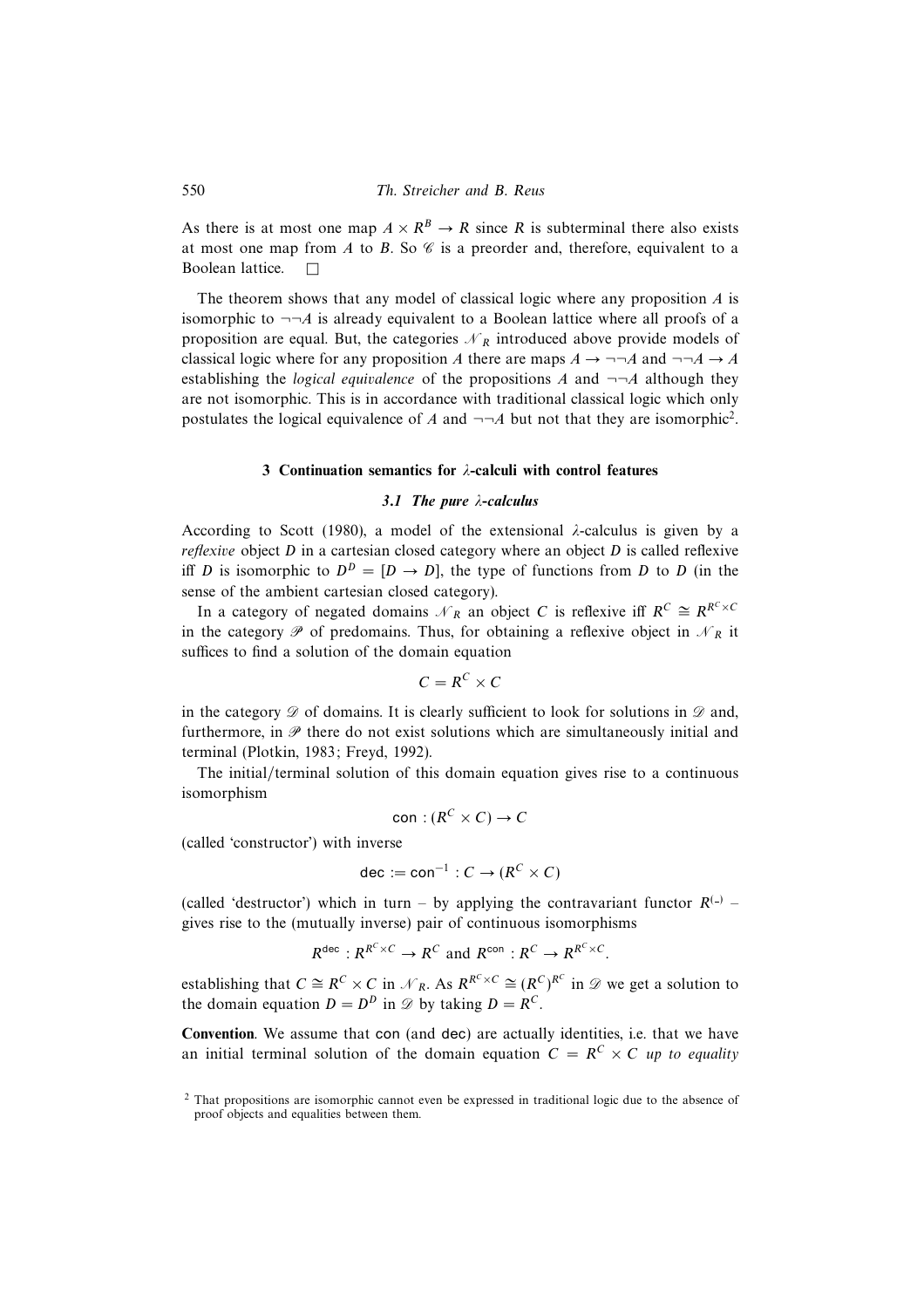As there is at most one map $A \times R^B \to R$ since $R$ is subterminal there also exists at most one map from $A$ to $B$. So $\mathscr{C}$ is a preorder and, therefore, equivalent to a Boolean lattice. $\square$

The theorem shows that any model of classical logic where any proposition $A$ is isomorphic to $\neg\neg A$ is already equivalent to a Boolean lattice where all proofs of a proposition are equal. But, the categories $\mathscr{N}_R$ introduced above provide models of classical logic where for any proposition $A$ there are maps $A \to \neg\neg A$ and $\neg\neg A \to A$ establishing the *logical equivalence* of the propositions $A$ and $\neg\neg A$ although they are not isomorphic. This is in accordance with traditional classical logic which only postulates the logical equivalence of $A$ and $\neg\neg A$ but not that they are isomorphic[2].

## 3 Continuation semantics for $\lambda$-calculi with control features

### 3.1 The pure $\lambda$-calculus

According to Scott (1980), a model of the extensional $\lambda$-calculus is given by a *reflexive* object $D$ in a cartesian closed category where an object $D$ is called reflexive iff $D$ is isomorphic to $D^D = [D \to D]$, the type of functions from $D$ to $D$ (in the sense of the ambient cartesian closed category).

In a category of negated domains $\mathscr{N}_R$ an object $C$ is reflexive iff $R^C \cong R^{R^C \times C}$ in the category $\mathscr{P}$ of predomains. Thus, for obtaining a reflexive object in $\mathscr{N}_R$ it suffices to find a solution of the domain equation

$$C = R^C \times C$$

in the category $\mathscr{D}$ of domains. It is clearly sufficient to look for solutions in $\mathscr{D}$ and, furthermore, in $\mathscr{P}$ there do not exist solutions which are simultaneously initial and terminal (Plotkin, 1983; Freyd, 1992).

The initial/terminal solution of this domain equation gives rise to a continuous isomorphism

$$\mathsf{con} : (R^C \times C) \to C$$

(called 'constructor') with inverse

$$\mathsf{dec} := \mathsf{con}^{-1} : C \to (R^C \times C)$$

(called 'destructor') which in turn – by applying the contravariant functor $R^{(-)}$ – gives rise to the (mutually inverse) pair of continuous isomorphisms

$$R^{\mathsf{dec}} : R^{R^C \times C} \to R^C \text{ and } R^{\mathsf{con}} : R^C \to R^{R^C \times C}.$$

establishing that $C \cong R^C \times C$ in $\mathscr{N}_R$. As $R^{R^C \times C} \cong (R^C)^{R^C}$ in $\mathscr{D}$ we get a solution to the domain equation $D = D^D$ in $\mathscr{D}$ by taking $D = R^C$.

**Convention**. We assume that $\mathsf{con}$ (and $\mathsf{dec}$) are actually identities, i.e. that we have an initial terminal solution of the domain equation $C = R^C \times C$ *up to equality*

[2] That propositions are isomorphic cannot even be expressed in traditional logic due to the absence of proof objects and equalities between them.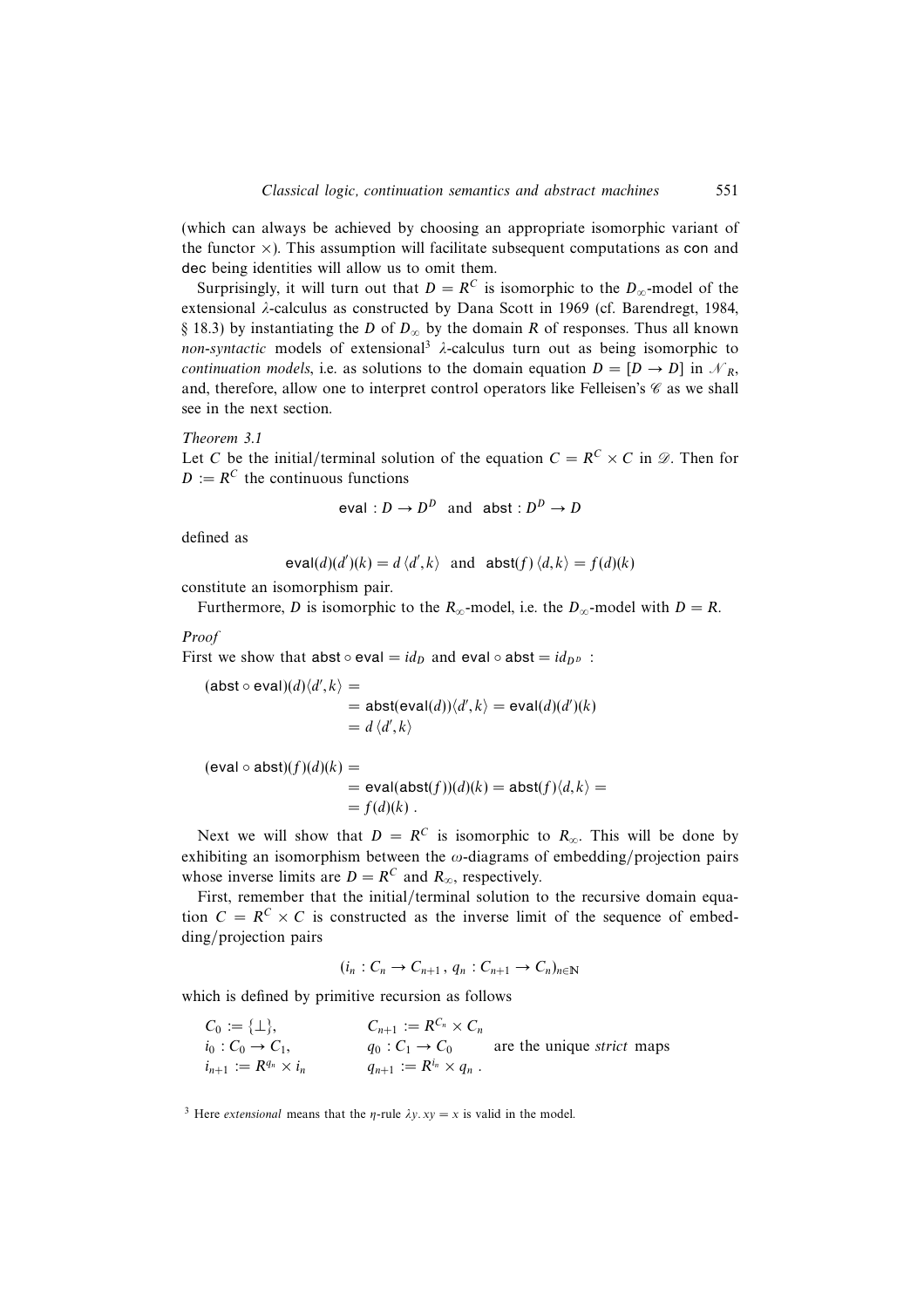(which can always be achieved by choosing an appropriate isomorphic variant of the functor $\times$). This assumption will facilitate subsequent computations as $\mathsf{con}$ and $\mathsf{dec}$ being identities will allow us to omit them.

Surprisingly, it will turn out that $D = R^C$ is isomorphic to the $D_\infty$-model of the extensional $\lambda$-calculus as constructed by Dana Scott in 1969 (cf. Barendregt, 1984, § 18.3) by instantiating the $D$ of $D_\infty$ by the domain $R$ of responses. Thus all known *non-syntactic* models of extensional[3] $\lambda$-calculus turn out as being isomorphic to *continuation models*, i.e. as solutions to the domain equation $D = [D \to D]$ in $\mathcal{N}_R$, and, therefore, allow one to interpret control operators like Felleisen's $\mathscr{C}$ as we shall see in the next section.

*Theorem 3.1*

Let $C$ be the initial/terminal solution of the equation $C = R^C \times C$ in $\mathscr{D}$. Then for $D := R^C$ the continuous functions

$$\mathsf{eval} : D \to D^D \quad \text{and} \quad \mathsf{abst} : D^D \to D$$

defined as

$$\mathsf{eval}(d)(d')(k) = d\,\langle d', k\rangle \quad \text{and} \quad \mathsf{abst}(f)\,\langle d, k\rangle = f(d)(k)$$

constitute an isomorphism pair.

Furthermore, $D$ is isomorphic to the $R_\infty$-model, i.e. the $D_\infty$-model with $D = R$.

*Proof*

First we show that $\mathsf{abst} \circ \mathsf{eval} = id_D$ and $\mathsf{eval} \circ \mathsf{abst} = id_{D^D}$ :

$$
\begin{aligned}
(\mathsf{abst} \circ \mathsf{eval})(d)\langle d', k\rangle &= \\
&= \mathsf{abst}(\mathsf{eval}(d))\langle d', k\rangle = \mathsf{eval}(d)(d')(k) \\
&= d\,\langle d', k\rangle
\end{aligned}
$$

$$
\begin{aligned}
(\mathsf{eval} \circ \mathsf{abst})(f)(d)(k) &= \\
&= \mathsf{eval}(\mathsf{abst}(f))(d)(k) = \mathsf{abst}(f)\langle d, k\rangle = \\
&= f(d)(k)\ .
\end{aligned}
$$

Next we will show that $D = R^C$ is isomorphic to $R_\infty$. This will be done by exhibiting an isomorphism between the $\omega$-diagrams of embedding/projection pairs whose inverse limits are $D = R^C$ and $R_\infty$, respectively.

First, remember that the initial/terminal solution to the recursive domain equation $C = R^C \times C$ is constructed as the inverse limit of the sequence of embedding/projection pairs

$$(i_n : C_n \to C_{n+1}\,,\; q_n : C_{n+1} \to C_n)_{n \in \mathbb{N}}$$

which is defined by primitive recursion as follows

$$
\begin{array}{lll}
C_0 := \{\bot\}, & C_{n+1} := R^{C_n} \times C_n & \\
i_0 : C_0 \to C_1, & q_0 : C_1 \to C_0 & \text{are the unique } \textit{strict} \text{ maps} \\
i_{n+1} := R^{q_n} \times i_n & q_{n+1} := R^{i_n} \times q_n\ . &
\end{array}
$$

[3] Here *extensional* means that the $\eta$-rule $\lambda y.\, xy = x$ is valid in the model.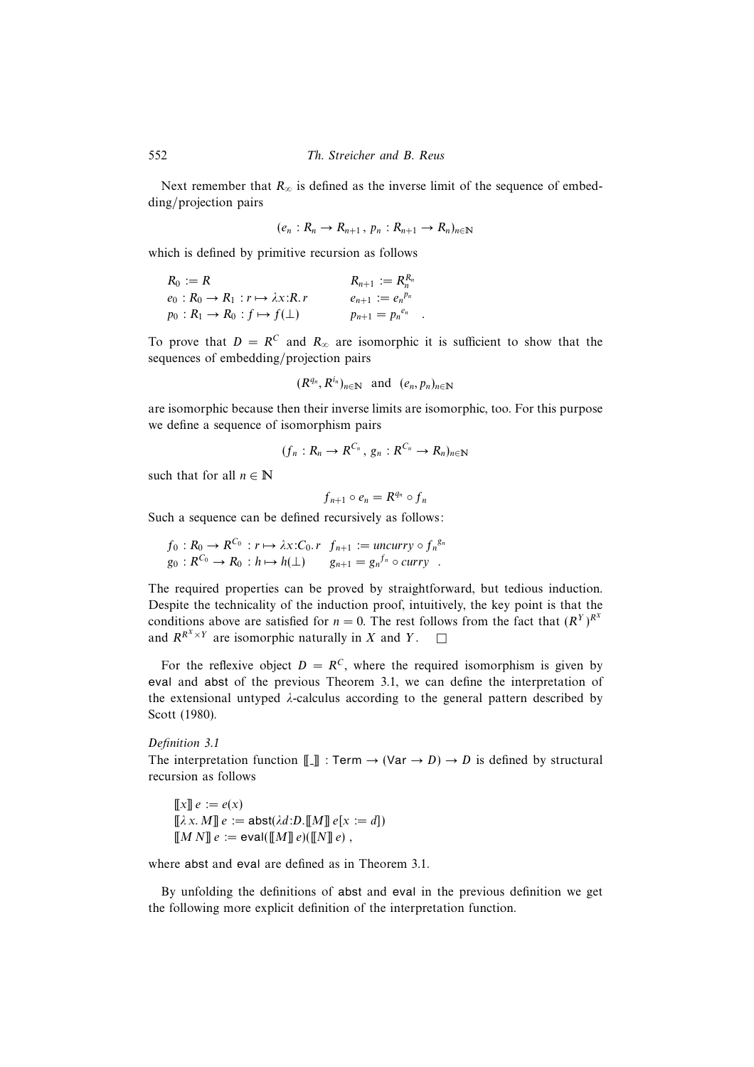Next remember that $R_\infty$ is defined as the inverse limit of the sequence of embedding/projection pairs

$$(e_n : R_n \to R_{n+1}\,,\; p_n : R_{n+1} \to R_n)_{n\in\mathbb{N}}$$

which is defined by primitive recursion as follows

$$\begin{array}{ll} R_0 := R & R_{n+1} := R_n^{R_n} \\ e_0 : R_0 \to R_1 : r \mapsto \lambda x{:}R.\, r & e_{n+1} := {e_n}^{p_n} \\ p_0 : R_1 \to R_0 : f \mapsto f(\bot) & p_{n+1} = {p_n}^{e_n} \quad . \end{array}$$

To prove that $D = R^C$ and $R_\infty$ are isomorphic it is sufficient to show that the sequences of embedding/projection pairs

$$(R^{q_n}, R^{i_n})_{n\in\mathbb{N}} \quad \text{and} \quad (e_n, p_n)_{n\in\mathbb{N}}$$

are isomorphic because then their inverse limits are isomorphic, too. For this purpose we define a sequence of isomorphism pairs

$$(f_n : R_n \to R^{C_n}\,,\; g_n : R^{C_n} \to R_n)_{n\in\mathbb{N}}$$

such that for all $n \in \mathbb{N}$

$$f_{n+1} \circ e_n = R^{q_n} \circ f_n$$

Such a sequence can be defined recursively as follows:

$$\begin{array}{ll} f_0 : R_0 \to R^{C_0} : r \mapsto \lambda x{:}C_0.\, r & f_{n+1} := uncurry \circ {f_n}^{g_n} \\ g_0 : R^{C_0} \to R_0 : h \mapsto h(\bot) & g_{n+1} = {g_n}^{f_n} \circ curry \quad . \end{array}$$

The required properties can be proved by straightforward, but tedious induction. Despite the technicality of the induction proof, intuitively, the key point is that the conditions above are satisfied for $n = 0$. The rest follows from the fact that $(R^Y)^{R^X}$ and $R^{R^X \times Y}$ are isomorphic naturally in $X$ and $Y$. $\square$

For the reflexive object $D = R^C$, where the required isomorphism is given by eval and abst of the previous Theorem 3.1, we can define the interpretation of the extensional untyped $\lambda$-calculus according to the general pattern described by Scott (1980).

*Definition 3.1*

The interpretation function $[\![\_]\!] : \mathsf{Term} \to (\mathsf{Var} \to D) \to D$ is defined by structural recursion as follows

$$\begin{array}{l} [\![x]\!]\, e := e(x) \\ [\![\lambda\, x.\, M]\!]\, e := \mathsf{abst}(\lambda d{:}D.[\![M]\!]\, e[x := d]) \\ [\![M\, N]\!]\, e := \mathsf{eval}([\![M]\!]\, e)([\![N]\!]\, e)\;, \end{array}$$

where abst and eval are defined as in Theorem 3.1.

By unfolding the definitions of abst and eval in the previous definition we get the following more explicit definition of the interpretation function.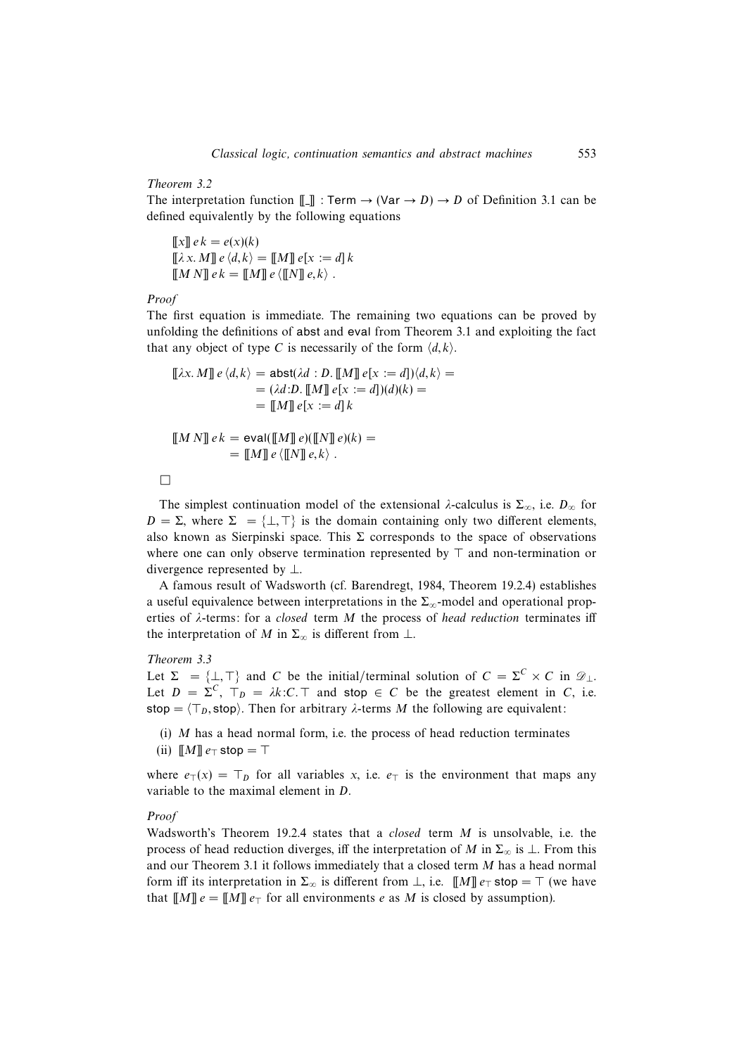*Theorem 3.2*

The interpretation function $[\![\_]\!] : \mathsf{Term} \to (\mathsf{Var} \to D) \to D$ of Definition 3.1 can be defined equivalently by the following equations

$$
\begin{aligned}
&[\![x]\!]\, e\, k = e(x)(k) \\
&[\![\lambda\, x.\, M]\!]\, e\, \langle d, k\rangle = [\![M]\!]\, e[x := d]\, k \\
&[\![M\, N]\!]\, e\, k = [\![M]\!]\, e\, \langle [\![N]\!]\, e, k\rangle\ .
\end{aligned}
$$

*Proof*

The first equation is immediate. The remaining two equations can be proved by unfolding the definitions of abst and eval from Theorem 3.1 and exploiting the fact that any object of type $C$ is necessarily of the form $\langle d, k\rangle$.

$$
\begin{aligned}
[\![\lambda x.\, M]\!]\, e\, \langle d, k\rangle &= \mathsf{abst}(\lambda d : D.\, [\![M]\!]\, e[x := d])\langle d, k\rangle = \\
&= (\lambda d{:}D.\, [\![M]\!]\, e[x := d])(d)(k) = \\
&= [\![M]\!]\, e[x := d]\, k
\end{aligned}
$$

$$
\begin{aligned}
[\![M\, N]\!]\, e\, k &= \mathsf{eval}([\![M]\!]\, e)([\![N]\!]\, e)(k) = \\
&= [\![M]\!]\, e\, \langle [\![N]\!]\, e, k\rangle\ .
\end{aligned}
$$

□

The simplest continuation model of the extensional $\lambda$-calculus is $\Sigma_\infty$, i.e. $D_\infty$ for $D = \Sigma$, where $\Sigma = \{\bot, \top\}$ is the domain containing only two different elements, also known as Sierpinski space. This $\Sigma$ corresponds to the space of observations where one can only observe termination represented by $\top$ and non-termination or divergence represented by $\bot$.

A famous result of Wadsworth (cf. Barendregt, 1984, Theorem 19.2.4) establishes a useful equivalence between interpretations in the $\Sigma_\infty$-model and operational properties of $\lambda$-terms: for a *closed* term $M$ the process of *head reduction* terminates iff the interpretation of $M$ in $\Sigma_\infty$ is different from $\bot$.

*Theorem 3.3*

Let $\Sigma = \{\bot, \top\}$ and $C$ be the initial/terminal solution of $C = \Sigma^C \times C$ in $\mathscr{D}_\bot$. Let $D = \Sigma^C$, $\top_D = \lambda k{:}C.\, \top$ and $\mathsf{stop} \in C$ be the greatest element in $C$, i.e. $\mathsf{stop} = \langle \top_D, \mathsf{stop}\rangle$. Then for arbitrary $\lambda$-terms $M$ the following are equivalent:

(i) $M$ has a head normal form, i.e. the process of head reduction terminates

(ii) $[\![M]\!]\, e_\top\, \mathsf{stop} = \top$

where $e_\top(x) = \top_D$ for all variables $x$, i.e. $e_\top$ is the environment that maps any variable to the maximal element in $D$.

*Proof*

Wadsworth's Theorem 19.2.4 states that a *closed* term $M$ is unsolvable, i.e. the process of head reduction diverges, iff the interpretation of $M$ in $\Sigma_\infty$ is $\bot$. From this and our Theorem 3.1 it follows immediately that a closed term $M$ has a head normal form iff its interpretation in $\Sigma_\infty$ is different from $\bot$, i.e. $[\![M]\!]\, e_\top\, \mathsf{stop} = \top$ (we have that $[\![M]\!]\, e = [\![M]\!]\, e_\top$ for all environments $e$ as $M$ is closed by assumption).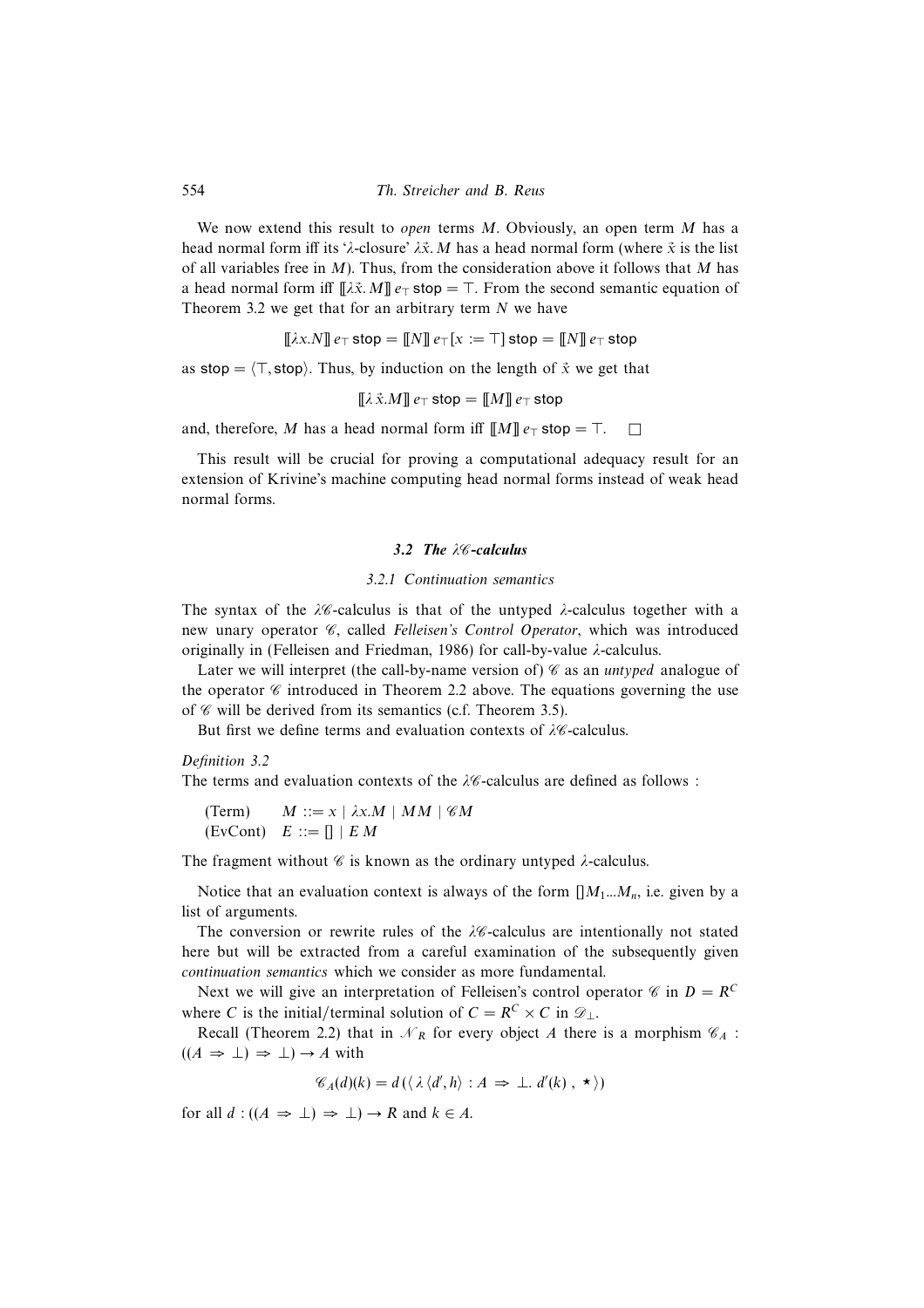We now extend this result to *open* terms $M$. Obviously, an open term $M$ has a head normal form iff its '$\lambda$-closure' $\lambda\vec{x}.\,M$ has a head normal form (where $\vec{x}$ is the list of all variables free in $M$). Thus, from the consideration above it follows that $M$ has a head normal form iff $[\![\lambda\vec{x}.\,M]\!]\,e_\top\,\mathsf{stop} = \top$. From the second semantic equation of Theorem 3.2 we get that for an arbitrary term $N$ we have

$$[\![\lambda x.N]\!]\,e_\top\,\mathsf{stop} = [\![N]\!]\,e_\top[x := \top]\,\mathsf{stop} = [\![N]\!]\,e_\top\,\mathsf{stop}$$

as $\mathsf{stop} = \langle \top, \mathsf{stop}\rangle$. Thus, by induction on the length of $\vec{x}$ we get that

$$[\![\lambda\,\vec{x}.M]\!]\,e_\top\,\mathsf{stop} = [\![M]\!]\,e_\top\,\mathsf{stop}$$

and, therefore, $M$ has a head normal form iff $[\![M]\!]\,e_\top\,\mathsf{stop} = \top$. $\square$

This result will be crucial for proving a computational adequacy result for an extension of Krivine's machine computing head normal forms instead of weak head normal forms.

### *3.2 The $\lambda\mathscr{C}$-calculus*

#### *3.2.1 Continuation semantics*

The syntax of the $\lambda\mathscr{C}$-calculus is that of the untyped $\lambda$-calculus together with a new unary operator $\mathscr{C}$, called *Felleisen's Control Operator*, which was introduced originally in (Felleisen and Friedman, 1986) for call-by-value $\lambda$-calculus.

Later we will interpret (the call-by-name version of) $\mathscr{C}$ as an *untyped* analogue of the operator $\mathscr{C}$ introduced in Theorem 2.2 above. The equations governing the use of $\mathscr{C}$ will be derived from its semantics (c.f. Theorem 3.5).

But first we define terms and evaluation contexts of $\lambda\mathscr{C}$-calculus.

*Definition 3.2*
The terms and evaluation contexts of the $\lambda\mathscr{C}$-calculus are defined as follows :

(Term) $\quad M ::= x \mid \lambda x.M \mid MM \mid \mathscr{C}M$
(EvCont) $\quad E ::= [] \mid E\,M$

The fragment without $\mathscr{C}$ is known as the ordinary untyped $\lambda$-calculus.

Notice that an evaluation context is always of the form $[]M_1...M_n$, i.e. given by a list of arguments.

The conversion or rewrite rules of the $\lambda\mathscr{C}$-calculus are intentionally not stated here but will be extracted from a careful examination of the subsequently given *continuation semantics* which we consider as more fundamental.

Next we will give an interpretation of Felleisen's control operator $\mathscr{C}$ in $D = R^C$ where $C$ is the initial/terminal solution of $C = R^C \times C$ in $\mathscr{D}_\perp$.

Recall (Theorem 2.2) that in $\mathscr{N}_R$ for every object $A$ there is a morphism $\mathscr{C}_A : ((A \Rightarrow \perp) \Rightarrow \perp) \to A$ with

$$\mathscr{C}_A(d)(k) = d\,(\langle\, \lambda\,\langle d', h\rangle : A \Rightarrow \perp.\, d'(k)\;,\; \star\,\rangle)$$

for all $d : ((A \Rightarrow \perp) \Rightarrow \perp) \to R$ and $k \in A$.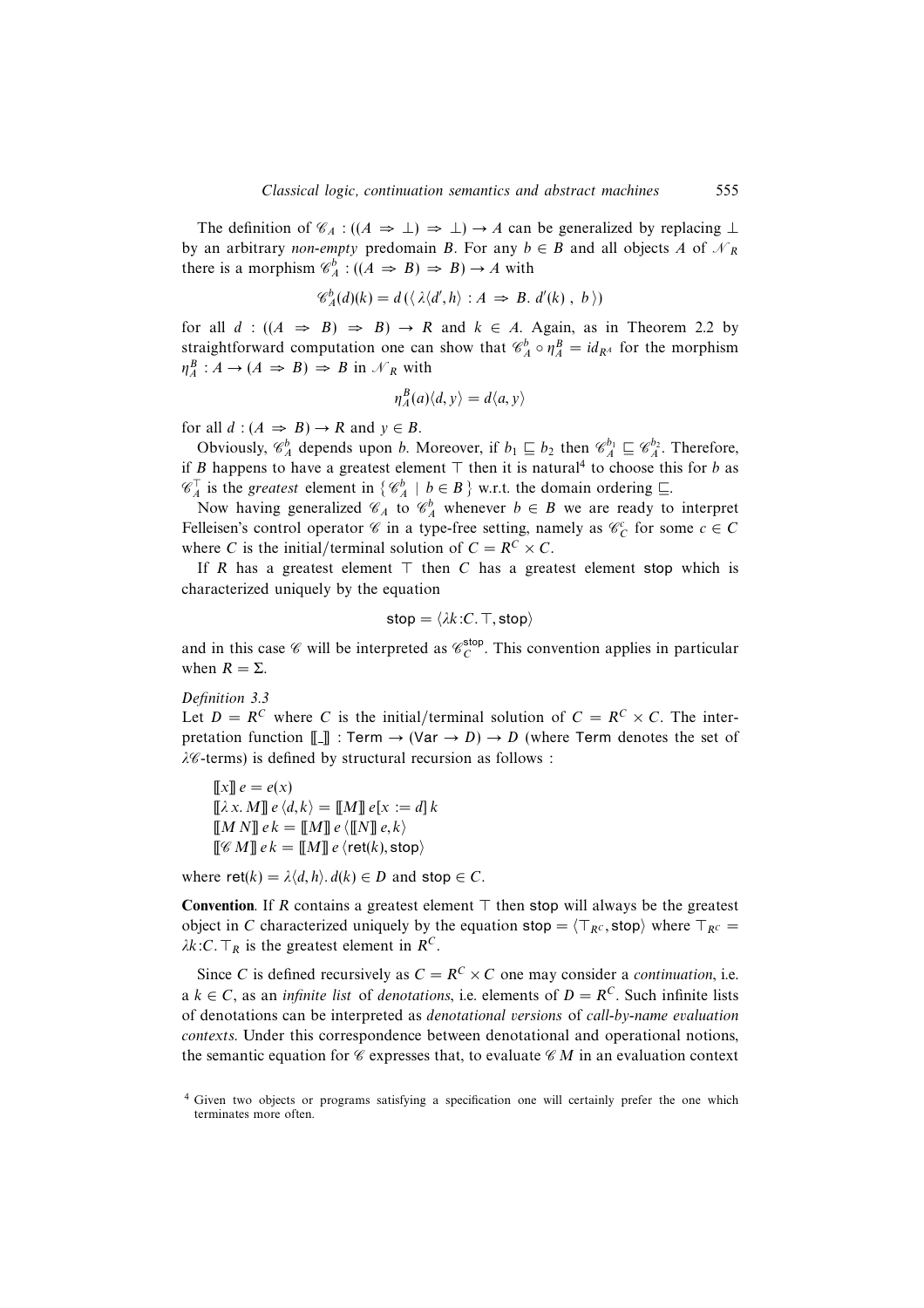The definition of $\mathscr{C}_A : ((A \Rightarrow \bot) \Rightarrow \bot) \to A$ can be generalized by replacing $\bot$ by an arbitrary *non-empty* predomain $B$. For any $b \in B$ and all objects $A$ of $\mathscr{N}_R$ there is a morphism $\mathscr{C}_A^b : ((A \Rightarrow B) \Rightarrow B) \to A$ with

$$\mathscr{C}_A^b(d)(k) = d\,(\langle\, \lambda\langle d', h\rangle : A \Rightarrow B.\ d'(k)\ ,\ b\,\rangle)$$

for all $d : ((A \Rightarrow B) \Rightarrow B) \to R$ and $k \in A$. Again, as in Theorem 2.2 by straightforward computation one can show that $\mathscr{C}_A^b \circ \eta_A^B = id_{R^A}$ for the morphism $\eta_A^B : A \to (A \Rightarrow B) \Rightarrow B$ in $\mathscr{N}_R$ with

$$\eta_A^B(a)\langle d, y\rangle = d\langle a, y\rangle$$

for all $d : (A \Rightarrow B) \to R$ and $y \in B$.

Obviously, $\mathscr{C}_A^b$ depends upon $b$. Moreover, if $b_1 \sqsubseteq b_2$ then $\mathscr{C}_A^{b_1} \sqsubseteq \mathscr{C}_A^{b_2}$. Therefore, if $B$ happens to have a greatest element $\top$ then it is natural[4] to choose this for $b$ as $\mathscr{C}_A^{\top}$ is the *greatest* element in $\{\, \mathscr{C}_A^b \mid b \in B\,\}$ w.r.t. the domain ordering $\sqsubseteq$.

Now having generalized $\mathscr{C}_A$ to $\mathscr{C}_A^b$ whenever $b \in B$ we are ready to interpret Felleisen's control operator $\mathscr{C}$ in a type-free setting, namely as $\mathscr{C}_C^c$ for some $c \in C$ where $C$ is the initial/terminal solution of $C = R^C \times C$.

If $R$ has a greatest element $\top$ then $C$ has a greatest element $\mathsf{stop}$ which is characterized uniquely by the equation

$$\mathsf{stop} = \langle \lambda k{:}C.\,\top, \mathsf{stop}\rangle$$

and in this case $\mathscr{C}$ will be interpreted as $\mathscr{C}_C^{\mathsf{stop}}$. This convention applies in particular when $R = \Sigma$.

*Definition 3.3*

Let $D = R^C$ where $C$ is the initial/terminal solution of $C = R^C \times C$. The interpretation function $[\![\_]\!] : \mathsf{Term} \to (\mathsf{Var} \to D) \to D$ (where $\mathsf{Term}$ denotes the set of $\lambda\mathscr{C}$-terms) is defined by structural recursion as follows :

$$[\![x]\!]\, e = e(x)$$
$$[\![\lambda\, x.\, M]\!]\, e\,\langle d, k\rangle = [\![M]\!]\, e[x := d]\, k$$
$$[\![M\, N]\!]\, e\, k = [\![M]\!]\, e\,\langle [\![N]\!]\, e, k\rangle$$
$$[\![\mathscr{C}\, M]\!]\, e\, k = [\![M]\!]\, e\,\langle \mathsf{ret}(k), \mathsf{stop}\rangle$$

where $\mathsf{ret}(k) = \lambda\langle d, h\rangle.\, d(k) \in D$ and $\mathsf{stop} \in C$.

**Convention**. If $R$ contains a greatest element $\top$ then $\mathsf{stop}$ will always be the greatest object in $C$ characterized uniquely by the equation $\mathsf{stop} = \langle \top_{R^C}, \mathsf{stop}\rangle$ where $\top_{R^C} = \lambda k{:}C.\,\top_R$ is the greatest element in $R^C$.

Since $C$ is defined recursively as $C = R^C \times C$ one may consider a *continuation*, i.e. a $k \in C$, as an *infinite list* of *denotations*, i.e. elements of $D = R^C$. Such infinite lists of denotations can be interpreted as *denotational versions* of *call-by-name evaluation contexts*. Under this correspondence between denotational and operational notions, the semantic equation for $\mathscr{C}$ expresses that, to evaluate $\mathscr{C}\, M$ in an evaluation context

[4] Given two objects or programs satisfying a specification one will certainly prefer the one which terminates more often.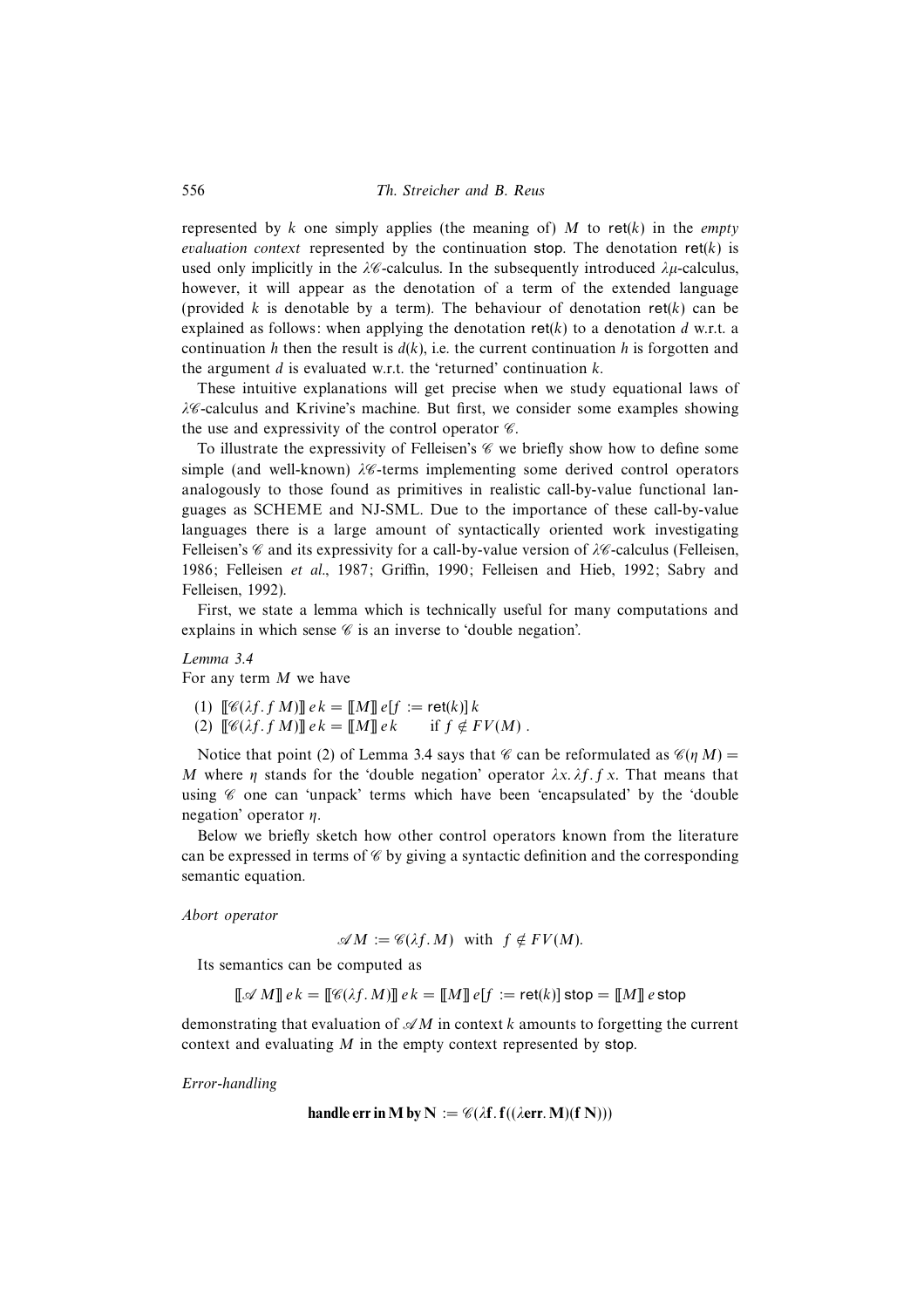represented by $k$ one simply applies (the meaning of) $M$ to $\mathsf{ret}(k)$ in the *empty evaluation context* represented by the continuation $\mathsf{stop}$. The denotation $\mathsf{ret}(k)$ is used only implicitly in the $\lambda\mathscr{C}$-calculus. In the subsequently introduced $\lambda\mu$-calculus, however, it will appear as the denotation of a term of the extended language (provided $k$ is denotable by a term). The behaviour of denotation $\mathsf{ret}(k)$ can be explained as follows: when applying the denotation $\mathsf{ret}(k)$ to a denotation $d$ w.r.t. a continuation $h$ then the result is $d(k)$, i.e. the current continuation $h$ is forgotten and the argument $d$ is evaluated w.r.t. the 'returned' continuation $k$.

These intuitive explanations will get precise when we study equational laws of $\lambda\mathscr{C}$-calculus and Krivine's machine. But first, we consider some examples showing the use and expressivity of the control operator $\mathscr{C}$.

To illustrate the expressivity of Felleisen's $\mathscr{C}$ we briefly show how to define some simple (and well-known) $\lambda\mathscr{C}$-terms implementing some derived control operators analogously to those found as primitives in realistic call-by-value functional languages as SCHEME and NJ-SML. Due to the importance of these call-by-value languages there is a large amount of syntactically oriented work investigating Felleisen's $\mathscr{C}$ and its expressivity for a call-by-value version of $\lambda\mathscr{C}$-calculus (Felleisen, 1986; Felleisen *et al*., 1987; Griffin, 1990; Felleisen and Hieb, 1992; Sabry and Felleisen, 1992).

First, we state a lemma which is technically useful for many computations and explains in which sense $\mathscr{C}$ is an inverse to 'double negation'.

*Lemma 3.4*

For any term $M$ we have

(1) $[\![\mathscr{C}(\lambda f.\, f\, M)]\!]\, e\, k = [\![M]\!]\, e[f := \mathsf{ret}(k)]\, k$

(2) $[\![\mathscr{C}(\lambda f.\, f\, M)]\!]\, e\, k = [\![M]\!]\, e\, k \qquad \text{if } f \notin FV(M)$ .

Notice that point (2) of Lemma 3.4 says that $\mathscr{C}$ can be reformulated as $\mathscr{C}(\eta\, M) = M$ where $\eta$ stands for the 'double negation' operator $\lambda x.\, \lambda f.\, f\, x$. That means that using $\mathscr{C}$ one can 'unpack' terms which have been 'encapsulated' by the 'double negation' operator $\eta$.

Below we briefly sketch how other control operators known from the literature can be expressed in terms of $\mathscr{C}$ by giving a syntactic definition and the corresponding semantic equation.

*Abort operator*

$$\mathscr{A} M := \mathscr{C}(\lambda f.\, M) \quad \text{with} \quad f \notin FV(M).$$

Its semantics can be computed as

$$[\![\mathscr{A}\, M]\!]\, e\, k = [\![\mathscr{C}(\lambda f.\, M)]\!]\, e\, k = [\![M]\!]\, e[f := \mathsf{ret}(k)]\, \mathsf{stop} = [\![M]\!]\, e\, \mathsf{stop}$$

demonstrating that evaluation of $\mathscr{A} M$ in context $k$ amounts to forgetting the current context and evaluating $M$ in the empty context represented by $\mathsf{stop}$.

*Error-handling*

$$\textbf{handle err in M by N} := \mathscr{C}(\lambda \mathbf{f}.\, \mathbf{f}((\lambda \mathbf{err}.\, \mathbf{M})(\mathbf{f}\, \mathbf{N})))$$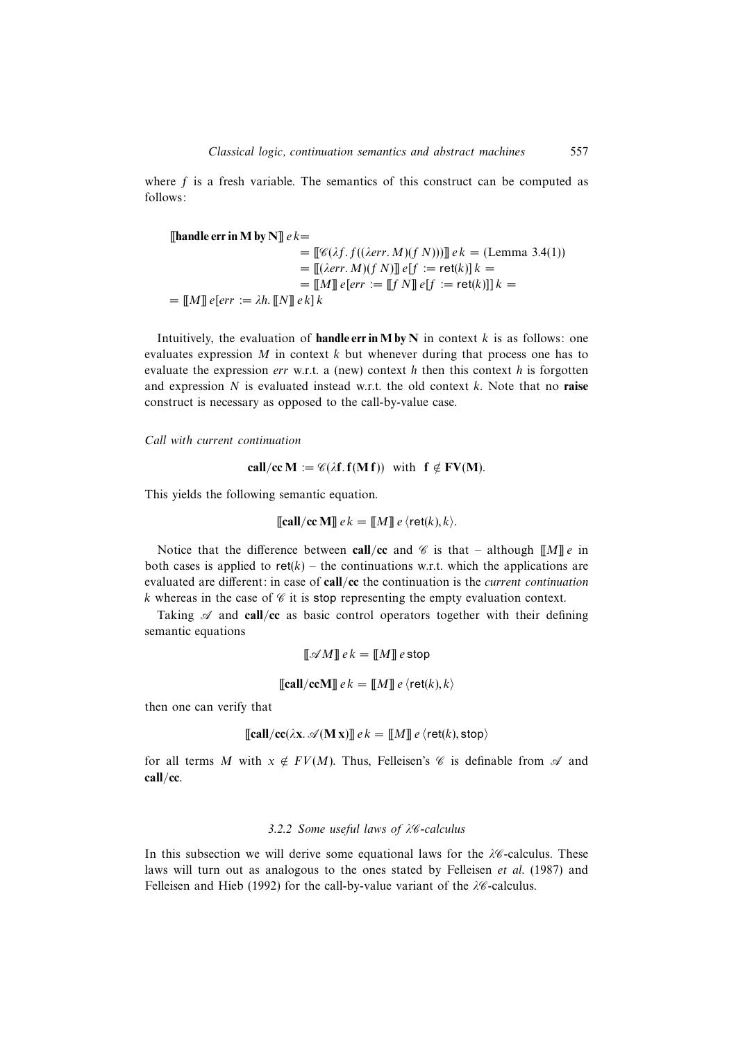where $f$ is a fresh variable. The semantics of this construct can be computed as follows:

$$
\begin{aligned}
[\![\textbf{handle err in M by N}]\!]\, e\, k = \\
&= [\![\mathscr{C}(\lambda f.\, f((\lambda err.\, M)(f\, N)))]\!]\, e\, k = \text{(Lemma 3.4(1))} \\
&= [\![(\lambda err.\, M)(f\, N)]\!]\, e[f := \mathsf{ret}(k)]\, k = \\
&= [\![M]\!]\, e[err := [\![f\, N]\!]\, e[f := \mathsf{ret}(k)]]\, k = \\
= [\![M]\!]\, e[err := \lambda h.\, [\![N]\!]\, e\, k]\, k
\end{aligned}
$$

Intuitively, the evaluation of **handle err in M by N** in context $k$ is as follows: one evaluates expression $M$ in context $k$ but whenever during that process one has to evaluate the expression *err* w.r.t. a (new) context $h$ then this context $h$ is forgotten and expression $N$ is evaluated instead w.r.t. the old context $k$. Note that no **raise** construct is necessary as opposed to the call-by-value case.

*Call with current continuation*

$$\textbf{call/cc M} := \mathscr{C}(\lambda \mathbf{f}.\, \mathbf{f}(\mathbf{M}\, \mathbf{f})) \quad \text{with} \quad \mathbf{f} \notin \mathbf{FV}(\mathbf{M}).$$

This yields the following semantic equation.

$$[\![\textbf{call/cc M}]\!]\, e\, k = [\![M]\!]\, e\, \langle \mathsf{ret}(k), k \rangle.$$

Notice that the difference between **call/cc** and $\mathscr{C}$ is that – although $[\![M]\!]\, e$ in both cases is applied to $\mathsf{ret}(k)$ – the continuations w.r.t. which the applications are evaluated are different: in case of **call/cc** the continuation is the *current continuation* $k$ whereas in the case of $\mathscr{C}$ it is $\mathsf{stop}$ representing the empty evaluation context.

Taking $\mathscr{A}$ and **call/cc** as basic control operators together with their defining semantic equations

$$[\![\mathscr{A}\, M]\!]\, e\, k = [\![M]\!]\, e\, \mathsf{stop}$$

$$[\![\textbf{call/ccM}]\!]\, e\, k = [\![M]\!]\, e\, \langle \mathsf{ret}(k), k \rangle$$

then one can verify that

$$[\![\textbf{call/cc}(\lambda \mathbf{x}.\, \mathscr{A}(\mathbf{M}\, \mathbf{x}))]\!]\, e\, k = [\![M]\!]\, e\, \langle \mathsf{ret}(k), \mathsf{stop} \rangle$$

for all terms $M$ with $x \notin FV(M)$. Thus, Felleisen's $\mathscr{C}$ is definable from $\mathscr{A}$ and **call/cc**.

### *3.2.2 Some useful laws of $\lambda\mathscr{C}$-calculus*

In this subsection we will derive some equational laws for the $\lambda\mathscr{C}$-calculus. These laws will turn out as analogous to the ones stated by Felleisen *et al.* (1987) and Felleisen and Hieb (1992) for the call-by-value variant of the $\lambda\mathscr{C}$-calculus.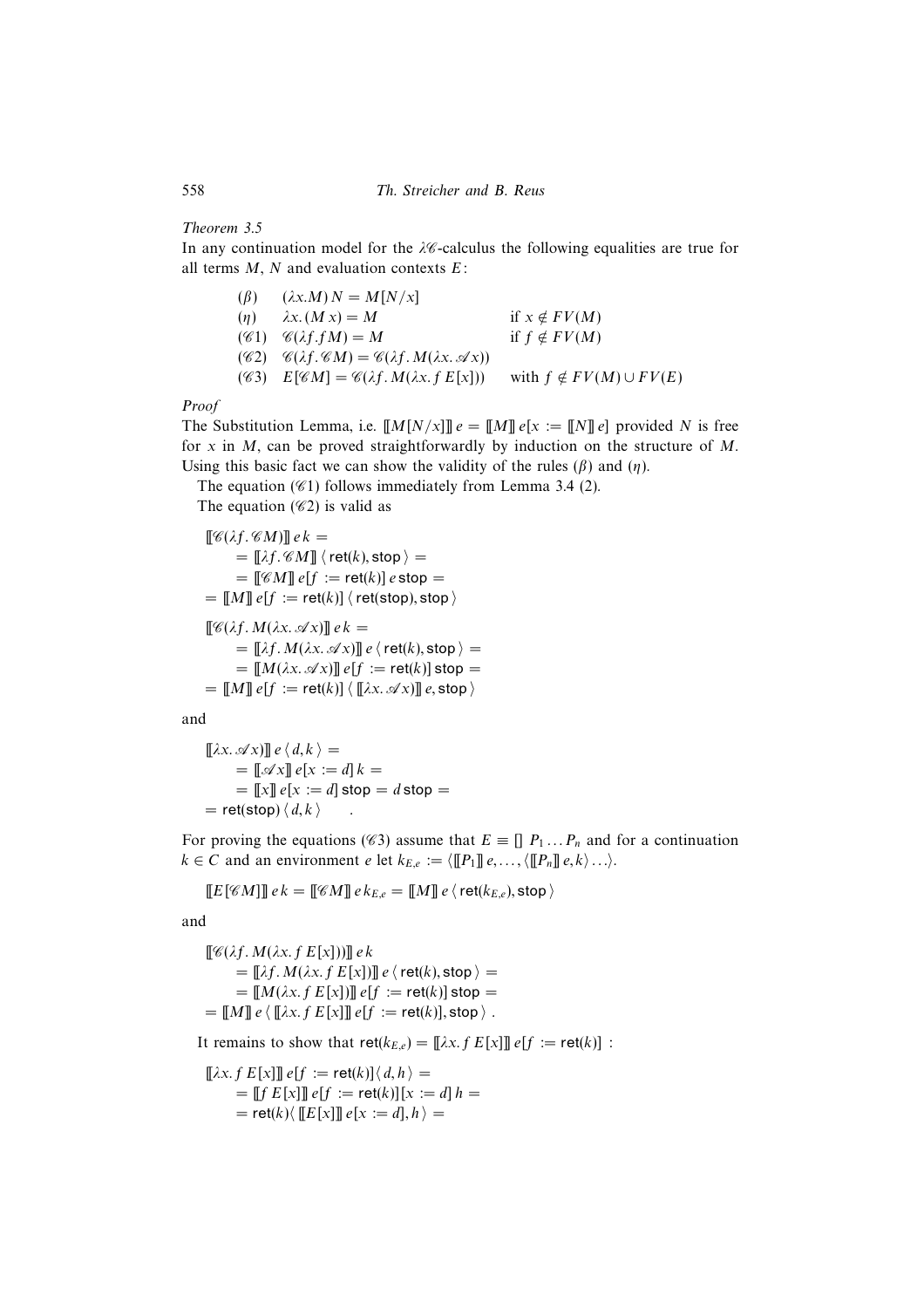*Theorem 3.5*

In any continuation model for the $\lambda\mathscr{C}$-calculus the following equalities are true for all terms $M$, $N$ and evaluation contexts $E$:

$$
\begin{array}{lll}
(\beta) & (\lambda x.M)\,N = M[N/x] & \\
(\eta) & \lambda x.\,(M\,x) = M & \text{if } x \notin FV(M) \\
(\mathscr{C}1) & \mathscr{C}(\lambda f.f\,M) = M & \text{if } f \notin FV(M) \\
(\mathscr{C}2) & \mathscr{C}(\lambda f.\mathscr{C}M) = \mathscr{C}(\lambda f.\,M(\lambda x.\,\mathscr{A}\,x)) & \\
(\mathscr{C}3) & E[\mathscr{C}M] = \mathscr{C}(\lambda f.\,M(\lambda x.\,f\,E[x])) & \text{with } f \notin FV(M) \cup FV(E)
\end{array}
$$

*Proof*

The Substitution Lemma, i.e. $[\![M[N/x]]\!]\,e = [\![M]\!]\,e[x := [\![N]\!]\,e]$ provided $N$ is free for $x$ in $M$, can be proved straightforwardly by induction on the structure of $M$. Using this basic fact we can show the validity of the rules $(\beta)$ and $(\eta)$.

The equation $(\mathscr{C}1)$ follows immediately from Lemma 3.4 (2).

The equation $(\mathscr{C}2)$ is valid as

$$
\begin{aligned}
&[\![\mathscr{C}(\lambda f.\mathscr{C}M)]\!]\,e\,k = \\
&\quad = [\![\lambda f.\mathscr{C}M]\!]\,\langle\,\mathsf{ret}(k), \mathsf{stop}\,\rangle = \\
&\quad = [\![\mathscr{C}M]\!]\,e[f := \mathsf{ret}(k)]\,e\,\mathsf{stop} = \\
&= [\![M]\!]\,e[f := \mathsf{ret}(k)]\,\langle\,\mathsf{ret}(\mathsf{stop}), \mathsf{stop}\,\rangle
\end{aligned}
$$

$$
\begin{aligned}
&[\![\mathscr{C}(\lambda f.\,M(\lambda x.\,\mathscr{A}\,x)]\!]\,e\,k = \\
&\quad = [\![\lambda f.\,M(\lambda x.\,\mathscr{A}\,x)]\!]\,e\,\langle\,\mathsf{ret}(k), \mathsf{stop}\,\rangle = \\
&\quad = [\![M(\lambda x.\,\mathscr{A}\,x)]\!]\,e[f := \mathsf{ret}(k)]\,\mathsf{stop} = \\
&= [\![M]\!]\,e[f := \mathsf{ret}(k)]\,\langle\,[\![\lambda x.\,\mathscr{A}\,x)]\!]\,e, \mathsf{stop}\,\rangle
\end{aligned}
$$

and

$$
\begin{aligned}
&[\![\lambda x.\,\mathscr{A}\,x)]\!]\,e\,\langle\,d, k\,\rangle = \\
&\quad = [\![\mathscr{A}\,x]\!]\,e[x := d]\,k = \\
&\quad = [\![x]\!]\,e[x := d]\,\mathsf{stop} = d\,\mathsf{stop} = \\
&= \mathsf{ret}(\mathsf{stop})\,\langle\,d, k\,\rangle \qquad .
\end{aligned}
$$

For proving the equations $(\mathscr{C}3)$ assume that $E \equiv [\,]\;P_1 \ldots P_n$ and for a continuation $k \in C$ and an environment $e$ let $k_{E,e} := \langle [\![P_1]\!]\,e, \ldots, \langle [\![P_n]\!]\,e, k\rangle \ldots\rangle$.

$$
[\![E[\mathscr{C}M]]\!]\,e\,k = [\![\mathscr{C}M]\!]\,e\,k_{E,e} = [\![M]\!]\,e\,\langle\,\mathsf{ret}(k_{E,e}), \mathsf{stop}\,\rangle
$$

and

$$
\begin{aligned}
&[\![\mathscr{C}(\lambda f.\,M(\lambda x.\,f\,E[x]))]\!]\,e\,k \\
&\quad = [\![\lambda f.\,M(\lambda x.\,f\,E[x])]\!]\,e\,\langle\,\mathsf{ret}(k), \mathsf{stop}\,\rangle = \\
&\quad = [\![M(\lambda x.\,f\,E[x])]\!]\,e[f := \mathsf{ret}(k)]\,\mathsf{stop} = \\
&= [\![M]\!]\,e\,\langle\,[\![\lambda x.\,f\,E[x]]\!]\,e[f := \mathsf{ret}(k)], \mathsf{stop}\,\rangle\;.
\end{aligned}
$$

It remains to show that $\mathsf{ret}(k_{E,e}) = [\![\lambda x.\,f\,E[x]]\!]\,e[f := \mathsf{ret}(k)]$ :

$$
\begin{aligned}
&[\![\lambda x.\,f\,E[x]]\!]\,e[f := \mathsf{ret}(k)]\langle\,d, h\,\rangle = \\
&\quad = [\![f\,E[x]]\!]\,e[f := \mathsf{ret}(k)][x := d]\,h = \\
&\quad = \mathsf{ret}(k)\langle\,[\![E[x]]\!]\,e[x := d], h\,\rangle =
\end{aligned}
$$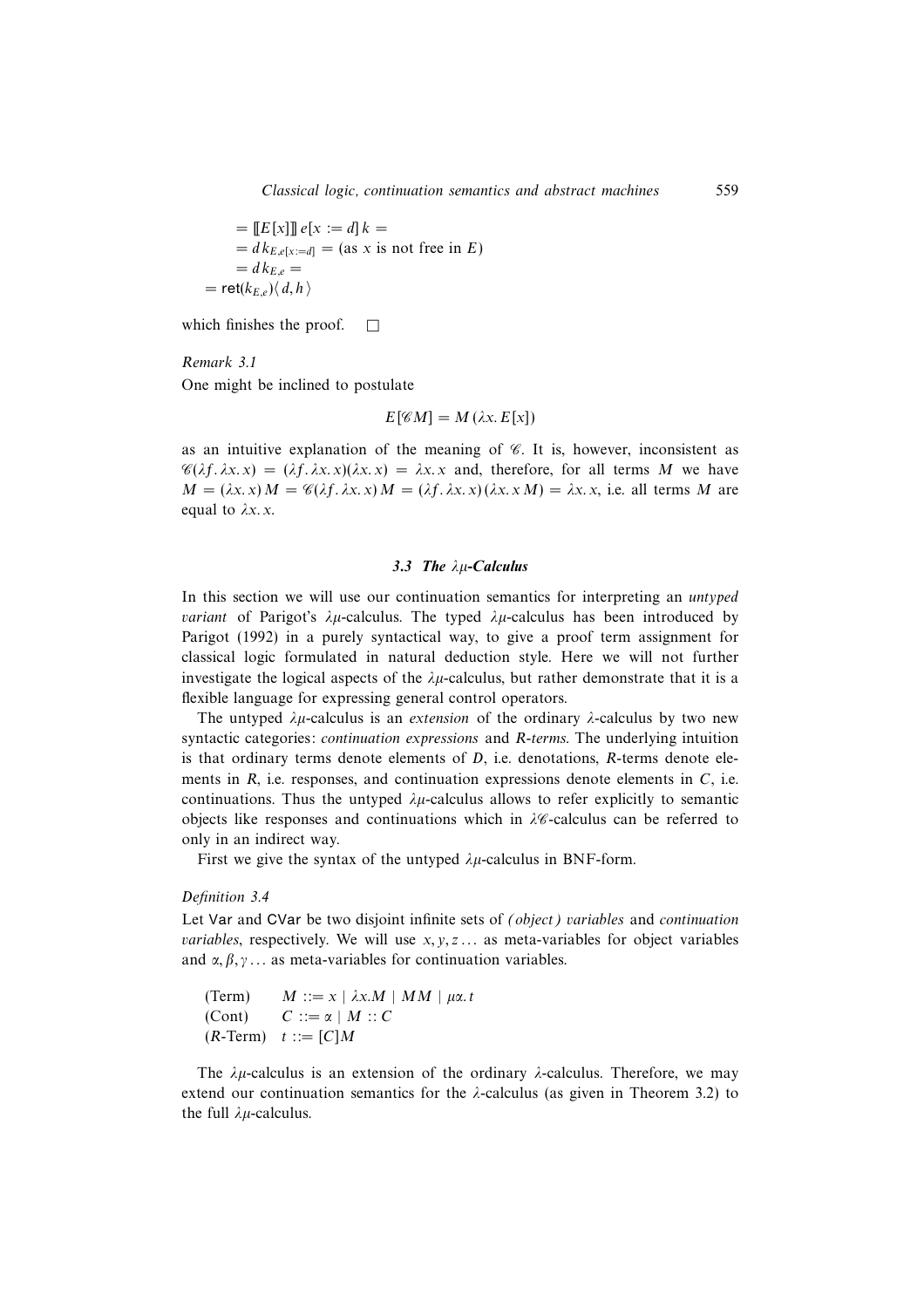$$
\begin{aligned}
&= [\![E[x]]\!]\, e[x := d]\, k = \\
&= d\, k_{E, e[x:=d]} = \text{(as } x \text{ is not free in } E) \\
&= d\, k_{E,e} = \\
&= \mathsf{ret}(k_{E,e})\langle d, h \rangle
\end{aligned}
$$

which finishes the proof. □

*Remark 3.1*

One might be inclined to postulate

$$E[\mathscr{C} M] = M\,(\lambda x.\, E[x])$$

as an intuitive explanation of the meaning of $\mathscr{C}$. It is, however, inconsistent as $\mathscr{C}(\lambda f.\, \lambda x.\, x) = (\lambda f.\, \lambda x.\, x)(\lambda x.\, x) = \lambda x.\, x$ and, therefore, for all terms $M$ we have $M = (\lambda x.\, x)\, M = \mathscr{C}(\lambda f.\, \lambda x.\, x)\, M = (\lambda f.\, \lambda x.\, x)\,(\lambda x.\, x\, M) = \lambda x.\, x$, i.e. all terms $M$ are equal to $\lambda x.\, x$.

### *3.3 The $\lambda\mu$-Calculus*

In this section we will use our continuation semantics for interpreting an *untyped variant* of Parigot's $\lambda\mu$-calculus. The typed $\lambda\mu$-calculus has been introduced by Parigot (1992) in a purely syntactical way, to give a proof term assignment for classical logic formulated in natural deduction style. Here we will not further investigate the logical aspects of the $\lambda\mu$-calculus, but rather demonstrate that it is a flexible language for expressing general control operators.

The untyped $\lambda\mu$-calculus is an *extension* of the ordinary $\lambda$-calculus by two new syntactic categories: *continuation expressions* and *R-terms*. The underlying intuition is that ordinary terms denote elements of $D$, i.e. denotations, $R$-terms denote elements in $R$, i.e. responses, and continuation expressions denote elements in $C$, i.e. continuations. Thus the untyped $\lambda\mu$-calculus allows to refer explicitly to semantic objects like responses and continuations which in $\lambda\mathscr{C}$-calculus can be referred to only in an indirect way.

First we give the syntax of the untyped $\lambda\mu$-calculus in BNF-form.

*Definition 3.4*

Let $\mathsf{Var}$ and $\mathsf{CVar}$ be two disjoint infinite sets of *(object) variables* and *continuation variables*, respectively. We will use $x, y, z \ldots$ as meta-variables for object variables and $\alpha, \beta, \gamma \ldots$ as meta-variables for continuation variables.

| | |
|---|---|
| (Term) | $M ::= x \mid \lambda x.M \mid MM \mid \mu\alpha.\, t$ |
| (Cont) | $C ::= \alpha \mid M :: C$ |
| ($R$-Term) | $t ::= [C]M$ |

The $\lambda\mu$-calculus is an extension of the ordinary $\lambda$-calculus. Therefore, we may extend our continuation semantics for the $\lambda$-calculus (as given in Theorem 3.2) to the full $\lambda\mu$-calculus.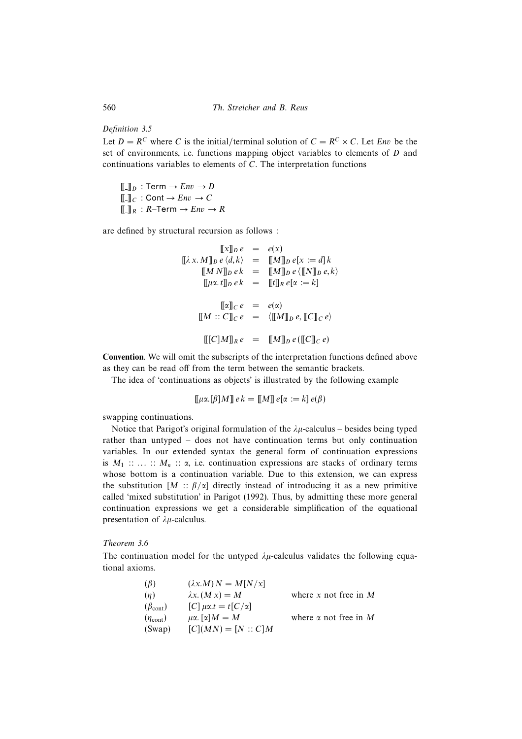*Definition 3.5*

Let $D = R^C$ where $C$ is the initial/terminal solution of $C = R^C \times C$. Let *Env* be the set of environments, i.e. functions mapping object variables to elements of $D$ and continuations variables to elements of $C$. The interpretation functions

$$
\begin{aligned}
&[\![\_]\!]_D : \mathsf{Term} \to Env \to D \\
&[\![\_]\!]_C : \mathsf{Cont} \to Env \to C \\
&[\![\_]\!]_R : R\text{–}\mathsf{Term} \to Env \to R
\end{aligned}
$$

are defined by structural recursion as follows :

$$
\begin{aligned}
[\![x]\!]_D\, e &= e(x) \\
[\![\lambda\, x.\, M]\!]_D\, e\, \langle d, k\rangle &= [\![M]\!]_D\, e[x := d]\, k \\
[\![M\, N]\!]_D\, e\, k &= [\![M]\!]_D\, e\, \langle [\![N]\!]_D\, e, k\rangle \\
[\![\mu\alpha.\, t]\!]_D\, e\, k &= [\![t]\!]_R\, e[\alpha := k] \\
\\
[\![\alpha]\!]_C\, e &= e(\alpha) \\
[\![M :: C]\!]_C\, e &= \langle [\![M]\!]_D\, e, [\![C]\!]_C\, e\rangle \\
\\
[\![[C]M]\!]_R\, e &= [\![M]\!]_D\, e\, ([\![C]\!]_C\, e)
\end{aligned}
$$

**Convention**. We will omit the subscripts of the interpretation functions defined above as they can be read off from the term between the semantic brackets.

The idea of 'continuations as objects' is illustrated by the following example

$$[\![\mu\alpha.[\beta]M]\!]\, e\, k = [\![M]\!]\, e[\alpha := k]\, e(\beta)$$

swapping continuations.

Notice that Parigot's original formulation of the $\lambda\mu$-calculus – besides being typed rather than untyped – does not have continuation terms but only continuation variables. In our extended syntax the general form of continuation expressions is $M_1 :: \ldots :: M_n :: \alpha$, i.e. continuation expressions are stacks of ordinary terms whose bottom is a continuation variable. Due to this extension, we can express the substitution $[M :: \beta/\alpha]$ directly instead of introducing it as a new primitive called 'mixed substitution' in Parigot (1992). Thus, by admitting these more general continuation expressions we get a considerable simplification of the equational presentation of $\lambda\mu$-calculus.

*Theorem 3.6*

The continuation model for the untyped $\lambda\mu$-calculus validates the following equational axioms.

| | | |
|---|---|---|
| $(\beta)$ | $(\lambda x.M)\, N = M[N/x]$ | |
| $(\eta)$ | $\lambda x.\, (M\, x) = M$ | where $x$ not free in $M$ |
| $(\beta_{\text{cont}})$ | $[C]\, \mu\alpha.t = t[C/\alpha]$ | |
| $(\eta_{\text{cont}})$ | $\mu\alpha.\, [\alpha]M = M$ | where $\alpha$ not free in $M$ |
| (Swap) | $[C](MN) = [N :: C]M$ | |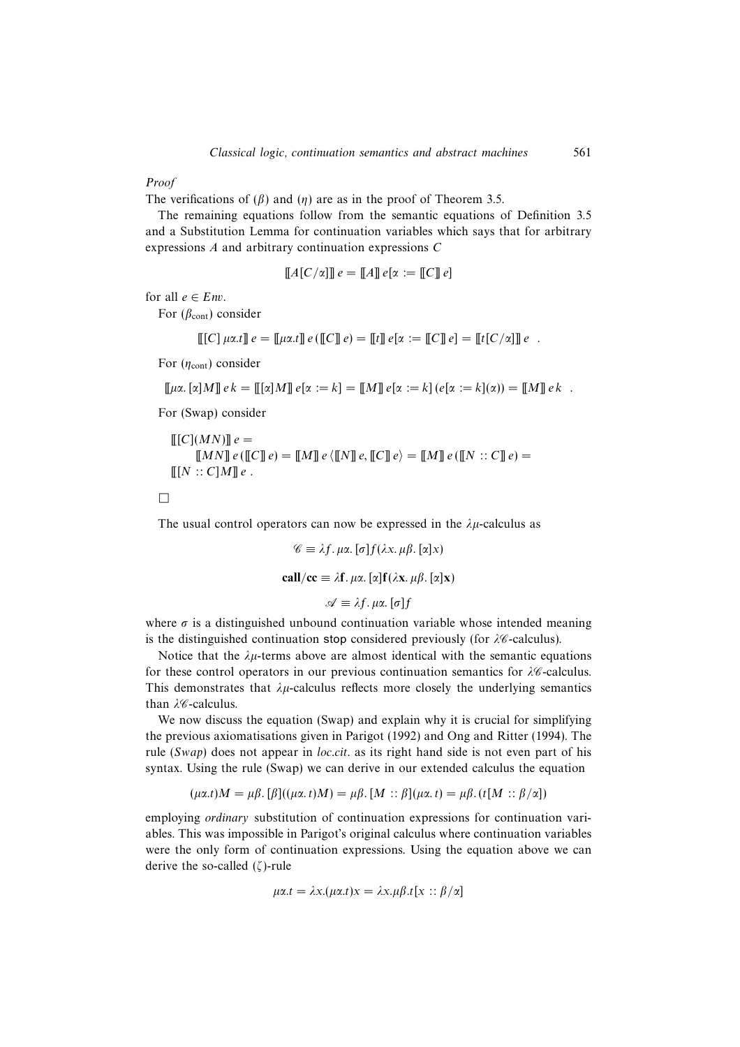*Proof*

The verifications of $(\beta)$ and $(\eta)$ are as in the proof of Theorem 3.5.

The remaining equations follow from the semantic equations of Definition 3.5 and a Substitution Lemma for continuation variables which says that for arbitrary expressions $A$ and arbitrary continuation expressions $C$

$$[\![A[C/\alpha]]\!]\, e = [\![A]\!]\, e[\alpha := [\![C]\!]\, e]$$

for all $e \in Env$.

For $(\beta_{\text{cont}})$ consider

$$[\![[C]\,\mu\alpha.t]\!]\, e = [\![\mu\alpha.t]\!]\, e\,([\![C]\!]\, e) = [\![t]\!]\, e[\alpha := [\![C]\!]\, e] = [\![t[C/\alpha]]\!]\, e \quad .$$

For $(\eta_{\text{cont}})$ consider

$$[\![\mu\alpha.\,[\alpha]M]\!]\, e\, k = [\![[\alpha]M]\!]\, e[\alpha := k] = [\![M]\!]\, e[\alpha := k]\,(e[\alpha := k](\alpha)) = [\![M]\!]\, e\, k \quad .$$

For (Swap) consider

$$\begin{aligned} &[\![[C](MN)]\!]\, e = \\ &\qquad [\![MN]\!]\, e\,([\![C]\!]\, e) = [\![M]\!]\, e\,\langle [\![N]\!]\, e, [\![C]\!]\, e\rangle = [\![M]\!]\, e\,([\![N :: C]\!]\, e) = \\ &[\![[N :: C]M]\!]\, e\,. \end{aligned}$$

□

The usual control operators can now be expressed in the $\lambda\mu$-calculus as

$$\mathscr{C} \equiv \lambda f.\, \mu\alpha.\, [\sigma] f(\lambda x.\, \mu\beta.\, [\alpha]x)$$

$$\mathbf{call/cc} \equiv \lambda \mathbf{f}.\, \mu\alpha.\, [\alpha]\mathbf{f}(\lambda \mathbf{x}.\, \mu\beta.\, [\alpha]\mathbf{x})$$

$$\mathscr{A} \equiv \lambda f.\, \mu\alpha.\, [\sigma] f$$

where $\sigma$ is a distinguished unbound continuation variable whose intended meaning is the distinguished continuation stop considered previously (for $\lambda\mathscr{C}$-calculus).

Notice that the $\lambda\mu$-terms above are almost identical with the semantic equations for these control operators in our previous continuation semantics for $\lambda\mathscr{C}$-calculus. This demonstrates that $\lambda\mu$-calculus reflects more closely the underlying semantics than $\lambda\mathscr{C}$-calculus.

We now discuss the equation (Swap) and explain why it is crucial for simplifying the previous axiomatisations given in Parigot (1992) and Ong and Ritter (1994). The rule (*Swap*) does not appear in *loc.cit*. as its right hand side is not even part of his syntax. Using the rule (Swap) we can derive in our extended calculus the equation

$$(\mu\alpha.t)M = \mu\beta.\, [\beta]((\mu\alpha.\, t)M) = \mu\beta.\, [M :: \beta](\mu\alpha.\, t) = \mu\beta.\, (t[M :: \beta/\alpha])$$

employing *ordinary* substitution of continuation expressions for continuation variables. This was impossible in Parigot's original calculus where continuation variables were the only form of continuation expressions. Using the equation above we can derive the so-called $(\zeta)$-rule

$$\mu\alpha.t = \lambda x.(\mu\alpha.t)x = \lambda x.\mu\beta.t[x :: \beta/\alpha]$$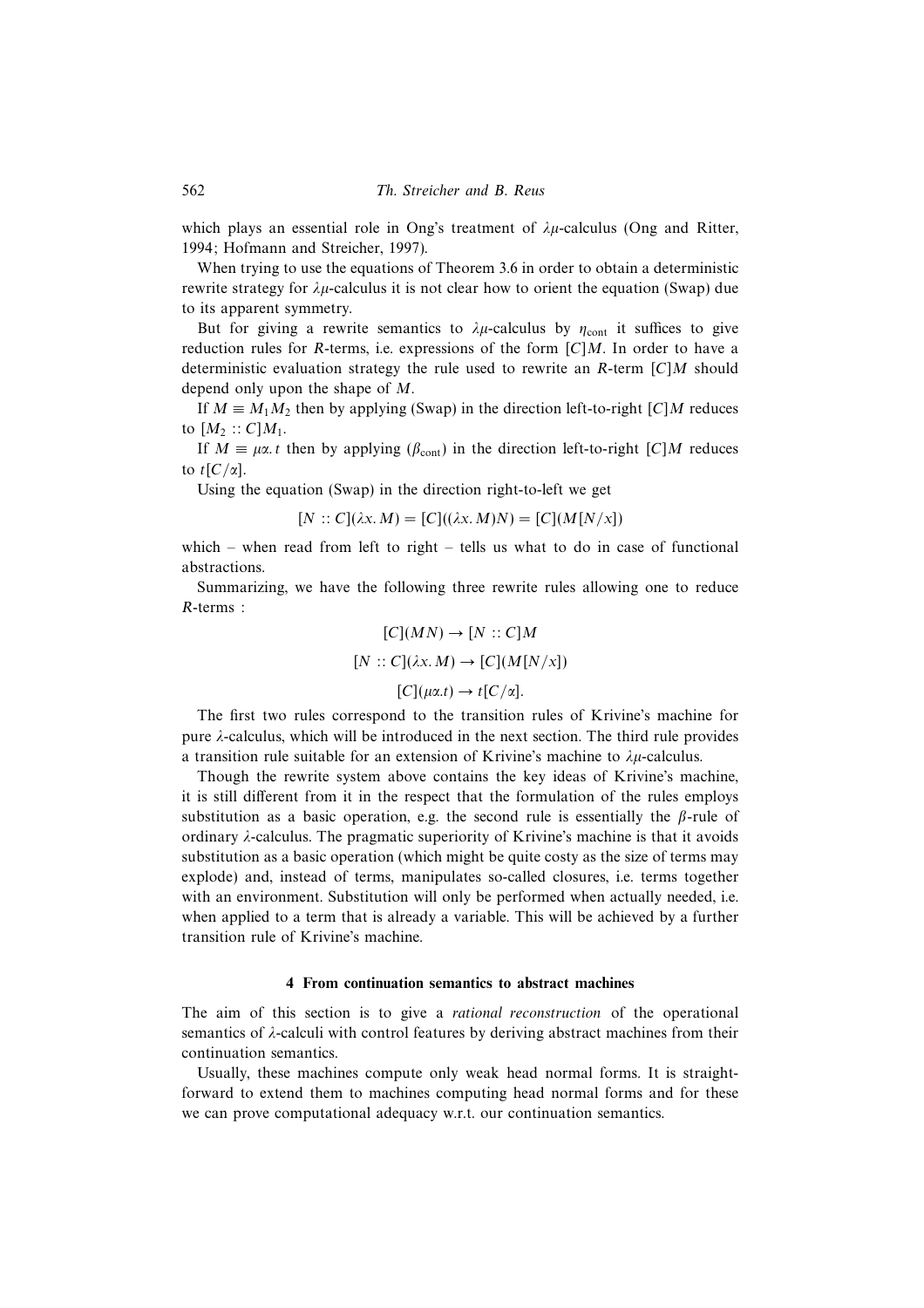which plays an essential role in Ong's treatment of $\lambda\mu$-calculus (Ong and Ritter, 1994; Hofmann and Streicher, 1997).

When trying to use the equations of Theorem 3.6 in order to obtain a deterministic rewrite strategy for $\lambda\mu$-calculus it is not clear how to orient the equation (Swap) due to its apparent symmetry.

But for giving a rewrite semantics to $\lambda\mu$-calculus by $\eta_{\text{cont}}$ it suffices to give reduction rules for $R$-terms, i.e. expressions of the form $[C]M$. In order to have a deterministic evaluation strategy the rule used to rewrite an $R$-term $[C]M$ should depend only upon the shape of $M$.

If $M \equiv M_1 M_2$ then by applying (Swap) in the direction left-to-right $[C]M$ reduces to $[M_2 :: C]M_1$.

If $M \equiv \mu\alpha.\, t$ then by applying $(\beta_{\text{cont}})$ in the direction left-to-right $[C]M$ reduces to $t[C/\alpha]$.

Using the equation (Swap) in the direction right-to-left we get

$$[N :: C](\lambda x.\, M) = [C]((\lambda x.\, M)N) = [C](M[N/x])$$

which – when read from left to right – tells us what to do in case of functional abstractions.

Summarizing, we have the following three rewrite rules allowing one to reduce $R$-terms :

$$[C](MN) \to [N :: C]M$$

$$[N :: C](\lambda x.\, M) \to [C](M[N/x])$$

$$[C](\mu\alpha.t) \to t[C/\alpha].$$

The first two rules correspond to the transition rules of Krivine's machine for pure $\lambda$-calculus, which will be introduced in the next section. The third rule provides a transition rule suitable for an extension of Krivine's machine to $\lambda\mu$-calculus.

Though the rewrite system above contains the key ideas of Krivine's machine, it is still different from it in the respect that the formulation of the rules employs substitution as a basic operation, e.g. the second rule is essentially the $\beta$-rule of ordinary $\lambda$-calculus. The pragmatic superiority of Krivine's machine is that it avoids substitution as a basic operation (which might be quite costy as the size of terms may explode) and, instead of terms, manipulates so-called closures, i.e. terms together with an environment. Substitution will only be performed when actually needed, i.e. when applied to a term that is already a variable. This will be achieved by a further transition rule of Krivine's machine.

## 4 From continuation semantics to abstract machines

The aim of this section is to give a *rational reconstruction* of the operational semantics of $\lambda$-calculi with control features by deriving abstract machines from their continuation semantics.

Usually, these machines compute only weak head normal forms. It is straightforward to extend them to machines computing head normal forms and for these we can prove computational adequacy w.r.t. our continuation semantics.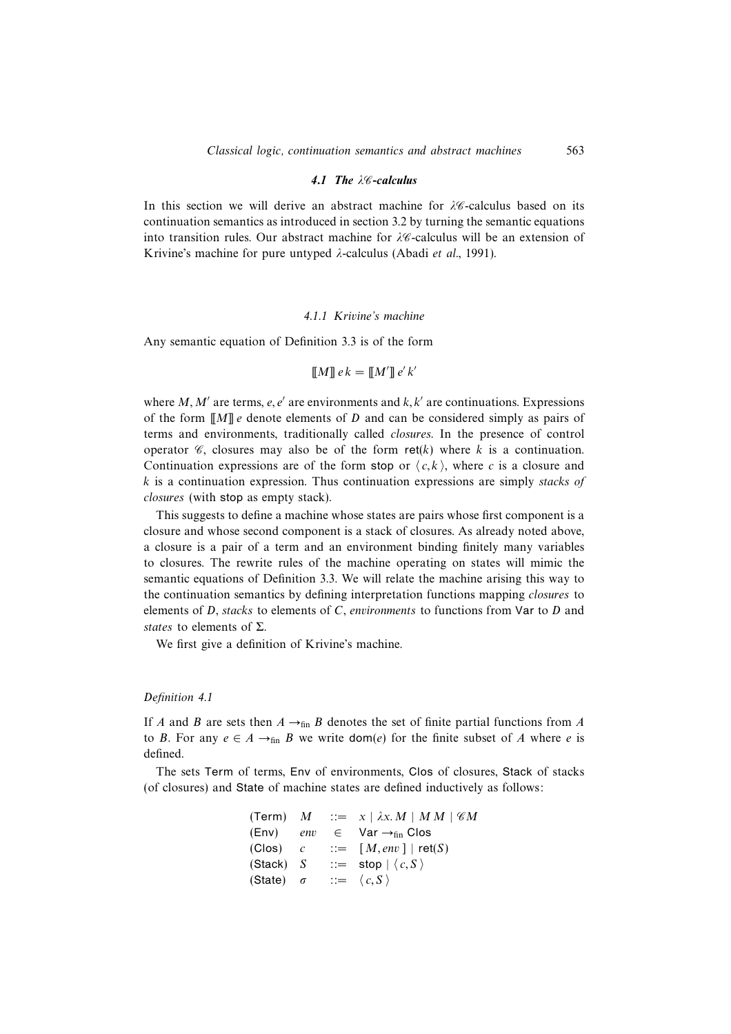### 4.1 The $\lambda\mathscr{C}$-calculus

In this section we will derive an abstract machine for $\lambda\mathscr{C}$-calculus based on its continuation semantics as introduced in section 3.2 by turning the semantic equations into transition rules. Our abstract machine for $\lambda\mathscr{C}$-calculus will be an extension of Krivine's machine for pure untyped $\lambda$-calculus (Abadi *et al.*, 1991).

#### 4.1.1 Krivine's machine

Any semantic equation of Definition 3.3 is of the form

$$[\![M]\!]\, e\, k = [\![M']\!]\, e'\, k'$$

where $M, M'$ are terms, $e, e'$ are environments and $k, k'$ are continuations. Expressions of the form $[\![M]\!]\, e$ denote elements of $D$ and can be considered simply as pairs of terms and environments, traditionally called *closures*. In the presence of control operator $\mathscr{C}$, closures may also be of the form $\mathsf{ret}(k)$ where $k$ is a continuation. Continuation expressions are of the form $\mathsf{stop}$ or $\langle c, k \rangle$, where $c$ is a closure and $k$ is a continuation expression. Thus continuation expressions are simply *stacks of closures* (with $\mathsf{stop}$ as empty stack).

This suggests to define a machine whose states are pairs whose first component is a closure and whose second component is a stack of closures. As already noted above, a closure is a pair of a term and an environment binding finitely many variables to closures. The rewrite rules of the machine operating on states will mimic the semantic equations of Definition 3.3. We will relate the machine arising this way to the continuation semantics by defining interpretation functions mapping *closures* to elements of $D$, *stacks* to elements of $C$, *environments* to functions from $\mathsf{Var}$ to $D$ and *states* to elements of $\Sigma$.

We first give a definition of Krivine's machine.

*Definition 4.1*

If $A$ and $B$ are sets then $A \to_{\mathrm{fin}} B$ denotes the set of finite partial functions from $A$ to $B$. For any $e \in A \to_{\mathrm{fin}} B$ we write $\mathsf{dom}(e)$ for the finite subset of $A$ where $e$ is defined.

The sets $\mathsf{Term}$ of terms, $\mathsf{Env}$ of environments, $\mathsf{Clos}$ of closures, $\mathsf{Stack}$ of stacks (of closures) and $\mathsf{State}$ of machine states are defined inductively as follows:

$$
\begin{array}{llcl}
(\mathsf{Term}) & M & ::= & x \mid \lambda x.\, M \mid M\, M \mid \mathscr{C} M \\
(\mathsf{Env}) & env & \in & \mathsf{Var} \to_{\mathrm{fin}} \mathsf{Clos} \\
(\mathsf{Clos}) & c & ::= & [\, M, env\,] \mid \mathsf{ret}(S) \\
(\mathsf{Stack}) & S & ::= & \mathsf{stop} \mid \langle\, c, S\,\rangle \\
(\mathsf{State}) & \sigma & ::= & \langle\, c, S\,\rangle
\end{array}
$$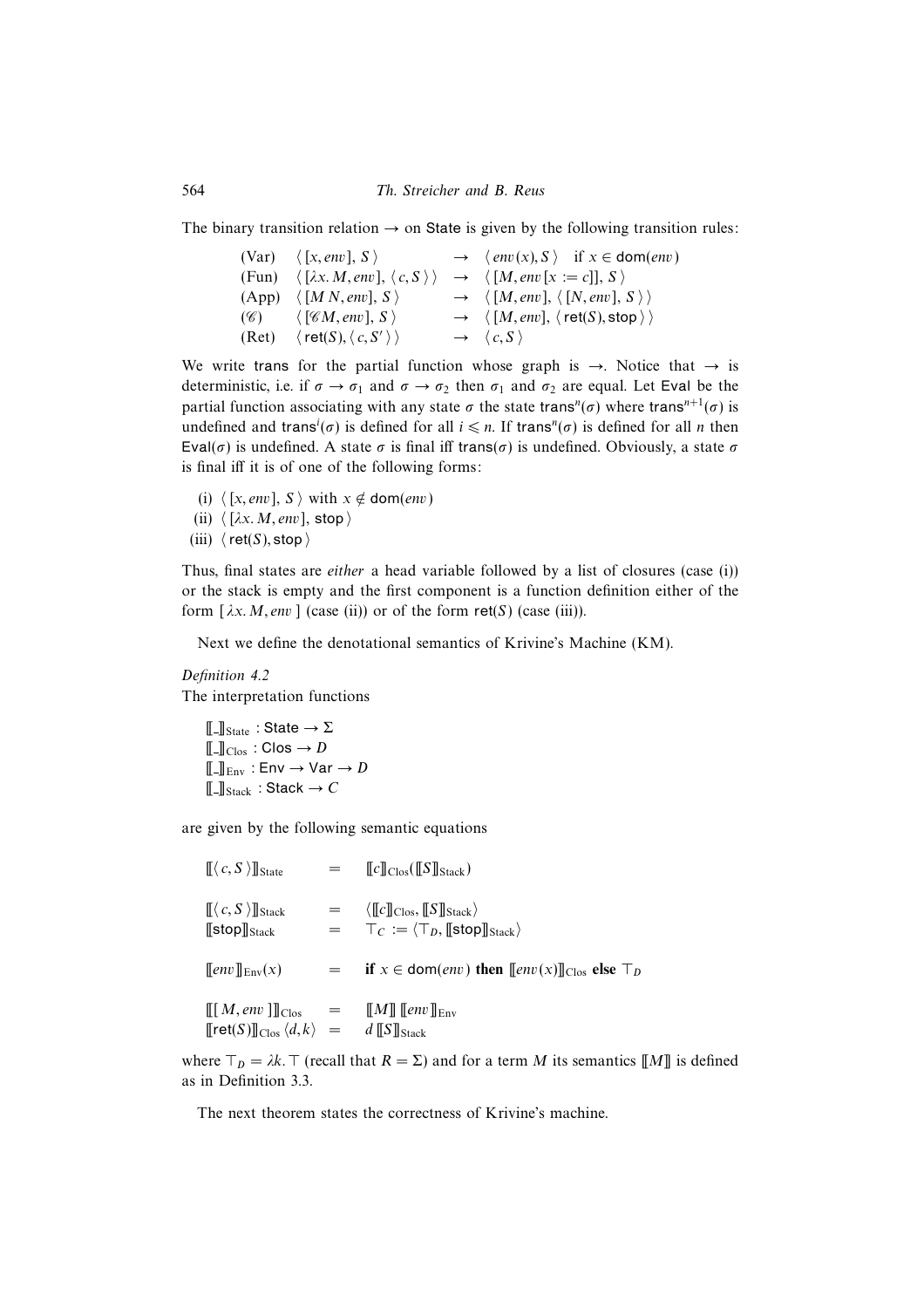The binary transition relation $\to$ on State is given by the following transition rules:

$$
\begin{array}{llll}
(\text{Var}) & \langle\, [x, env],\, S\,\rangle & \to & \langle\, env(x), S\,\rangle \quad \text{if } x \in \mathsf{dom}(env) \\
(\text{Fun}) & \langle\, [\lambda x.\, M, env],\, \langle\, c, S\,\rangle\,\rangle & \to & \langle\, [M, env\,[x := c]],\, S\,\rangle \\
(\text{App}) & \langle\, [M\, N, env],\, S\,\rangle & \to & \langle\, [M, env],\, \langle\, [N, env],\, S\,\rangle\,\rangle \\
(\mathscr{C}) & \langle\, [\mathscr{C} M, env],\, S\,\rangle & \to & \langle\, [M, env],\, \langle\, \mathsf{ret}(S), \mathsf{stop}\,\rangle\,\rangle \\
(\text{Ret}) & \langle\, \mathsf{ret}(S), \langle\, c, S'\,\rangle\,\rangle & \to & \langle\, c, S\,\rangle
\end{array}
$$

We write trans for the partial function whose graph is $\to$. Notice that $\to$ is deterministic, i.e. if $\sigma \to \sigma_1$ and $\sigma \to \sigma_2$ then $\sigma_1$ and $\sigma_2$ are equal. Let Eval be the partial function associating with any state $\sigma$ the state $\mathsf{trans}^n(\sigma)$ where $\mathsf{trans}^{n+1}(\sigma)$ is undefined and $\mathsf{trans}^i(\sigma)$ is defined for all $i \leqslant n$. If $\mathsf{trans}^n(\sigma)$ is defined for all $n$ then $\mathsf{Eval}(\sigma)$ is undefined. A state $\sigma$ is final iff $\mathsf{trans}(\sigma)$ is undefined. Obviously, a state $\sigma$ is final iff it is of one of the following forms:

(i) $\langle\, [x, env],\, S\,\rangle$ with $x \notin \mathsf{dom}(env)$
(ii) $\langle\, [\lambda x.\, M, env],\, \mathsf{stop}\,\rangle$
(iii) $\langle\, \mathsf{ret}(S), \mathsf{stop}\,\rangle$

Thus, final states are *either* a head variable followed by a list of closures (case (i)) or the stack is empty and the first component is a function definition either of the form $[\,\lambda x.\, M, env\,]$ (case (ii)) or of the form $\mathsf{ret}(S)$ (case (iii)).

Next we define the denotational semantics of Krivine's Machine (KM).

*Definition 4.2*
The interpretation functions

$$
\begin{array}{l}
[\![\_]\!]_{\text{State}} : \mathsf{State} \to \Sigma \\
[\![\_]\!]_{\text{Clos}} : \mathsf{Clos} \to D \\
[\![\_]\!]_{\text{Env}} : \mathsf{Env} \to \mathsf{Var} \to D \\
[\![\_]\!]_{\text{Stack}} : \mathsf{Stack} \to C
\end{array}
$$

are given by the following semantic equations

$$
\begin{array}{lcl}
[\![\langle\, c, S\,\rangle]\!]_{\text{State}} & = & [\![c]\!]_{\text{Clos}}([\![S]\!]_{\text{Stack}}) \\
 & & \\
[\![\langle\, c, S\,\rangle]\!]_{\text{Stack}} & = & \langle [\![c]\!]_{\text{Clos}}, [\![S]\!]_{\text{Stack}} \rangle \\
[\![\mathsf{stop}]\!]_{\text{Stack}} & = & \top_C := \langle \top_D, [\![\mathsf{stop}]\!]_{\text{Stack}} \rangle \\
 & & \\
[\![env]\!]_{\text{Env}}(x) & = & \textbf{if } x \in \mathsf{dom}(env) \textbf{ then } [\![env(x)]\!]_{\text{Clos}} \textbf{ else } \top_D \\
 & & \\
[\![\,[\,M, env\,]\,]\!]_{\text{Clos}} & = & [\![M]\!]\, [\![env]\!]_{\text{Env}} \\
[\![\mathsf{ret}(S)]\!]_{\text{Clos}}\, \langle d, k \rangle & = & d\, [\![S]\!]_{\text{Stack}}
\end{array}
$$

where $\top_D = \lambda k.\top$ (recall that $R = \Sigma$) and for a term $M$ its semantics $[\![M]\!]$ is defined as in Definition 3.3.

The next theorem states the correctness of Krivine's machine.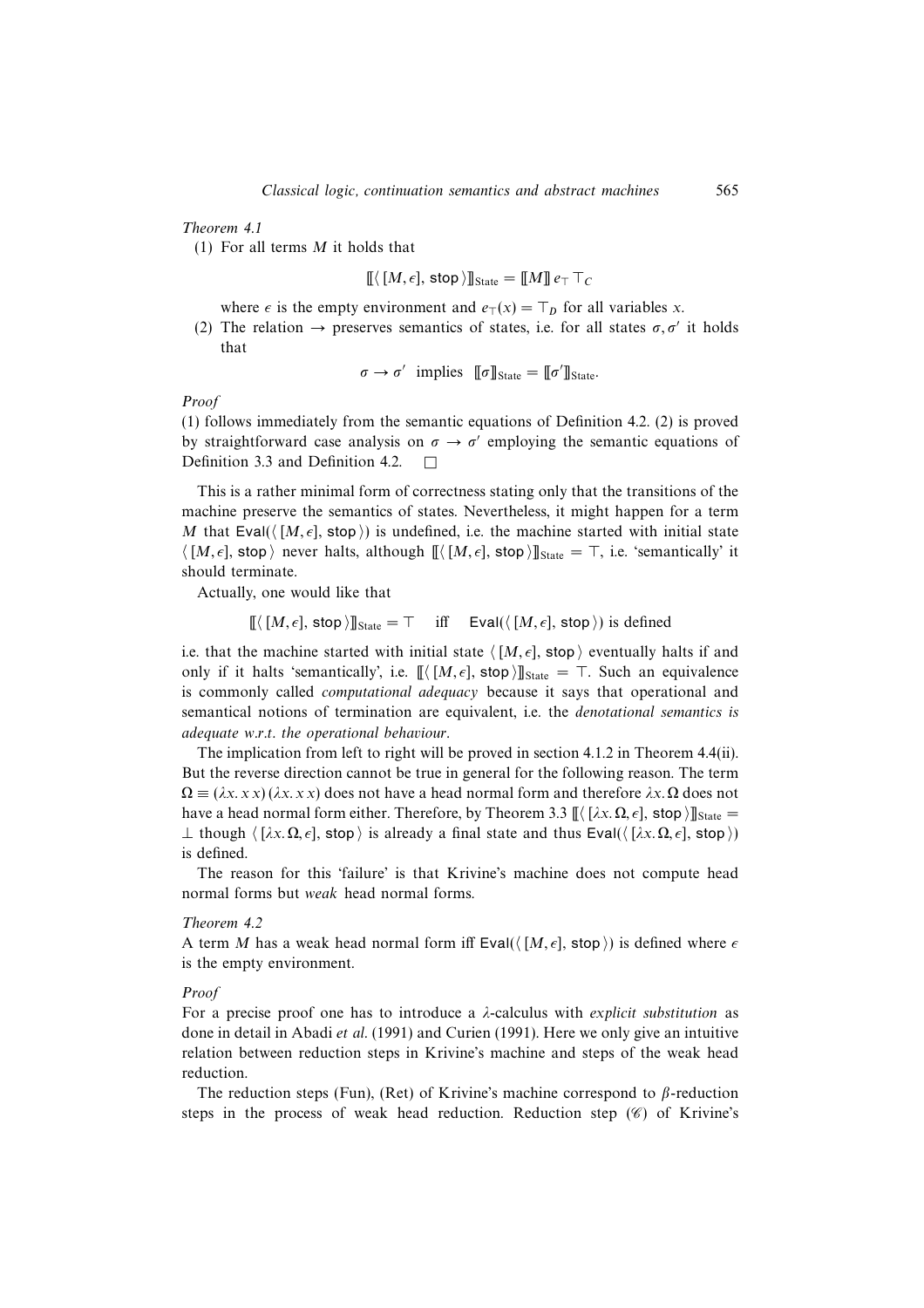*Theorem 4.1*

(1) For all terms $M$ it holds that

$$[\![\langle\, [M, \epsilon],\ \mathsf{stop}\,\rangle]\!]_{\text{State}} = [\![M]\!]\, e_\top\, \top_C$$

where $\epsilon$ is the empty environment and $e_\top(x) = \top_D$ for all variables $x$.

(2) The relation $\rightarrow$ preserves semantics of states, i.e. for all states $\sigma, \sigma'$ it holds that

$$\sigma \rightarrow \sigma' \ \text{ implies } \ [\![\sigma]\!]_{\text{State}} = [\![\sigma']\!]_{\text{State}}.$$

*Proof*

(1) follows immediately from the semantic equations of Definition 4.2. (2) is proved by straightforward case analysis on $\sigma \rightarrow \sigma'$ employing the semantic equations of Definition 3.3 and Definition 4.2. $\square$

This is a rather minimal form of correctness stating only that the transitions of the machine preserve the semantics of states. Nevertheless, it might happen for a term $M$ that $\mathsf{Eval}(\langle\, [M, \epsilon],\ \mathsf{stop}\,\rangle)$ is undefined, i.e. the machine started with initial state $\langle\, [M, \epsilon],\ \mathsf{stop}\,\rangle$ never halts, although $[\![\langle\, [M, \epsilon],\ \mathsf{stop}\,\rangle]\!]_{\text{State}} = \top$, i.e. 'semantically' it should terminate.

Actually, one would like that

$$[\![\langle\, [M, \epsilon],\ \mathsf{stop}\,\rangle]\!]_{\text{State}} = \top \quad \text{iff} \quad \mathsf{Eval}(\langle\, [M, \epsilon],\ \mathsf{stop}\,\rangle) \text{ is defined}$$

i.e. that the machine started with initial state $\langle\, [M, \epsilon],\ \mathsf{stop}\,\rangle$ eventually halts if and only if it halts 'semantically', i.e. $[\![\langle\, [M, \epsilon],\ \mathsf{stop}\,\rangle]\!]_{\text{State}} = \top$. Such an equivalence is commonly called *computational adequacy* because it says that operational and semantical notions of termination are equivalent, i.e. the *denotational semantics is adequate w.r.t. the operational behaviour*.

The implication from left to right will be proved in section 4.1.2 in Theorem 4.4(ii). But the reverse direction cannot be true in general for the following reason. The term $\Omega \equiv (\lambda x.\, x\, x)\, (\lambda x.\, x\, x)$ does not have a head normal form and therefore $\lambda x.\, \Omega$ does not have a head normal form either. Therefore, by Theorem 3.3 $[\![\langle\, [\lambda x.\, \Omega, \epsilon],\ \mathsf{stop}\,\rangle]\!]_{\text{State}} = \bot$ though $\langle\, [\lambda x.\, \Omega, \epsilon],\ \mathsf{stop}\,\rangle$ is already a final state and thus $\mathsf{Eval}(\langle\, [\lambda x.\, \Omega, \epsilon],\ \mathsf{stop}\,\rangle)$ is defined.

The reason for this 'failure' is that Krivine's machine does not compute head normal forms but *weak* head normal forms.

*Theorem 4.2*

A term $M$ has a weak head normal form iff $\mathsf{Eval}(\langle\, [M, \epsilon],\ \mathsf{stop}\,\rangle)$ is defined where $\epsilon$ is the empty environment.

*Proof*

For a precise proof one has to introduce a $\lambda$-calculus with *explicit substitution* as done in detail in Abadi *et al.* (1991) and Curien (1991). Here we only give an intuitive relation between reduction steps in Krivine's machine and steps of the weak head reduction.

The reduction steps (Fun), (Ret) of Krivine's machine correspond to $\beta$-reduction steps in the process of weak head reduction. Reduction step ($\mathscr{C}$) of Krivine's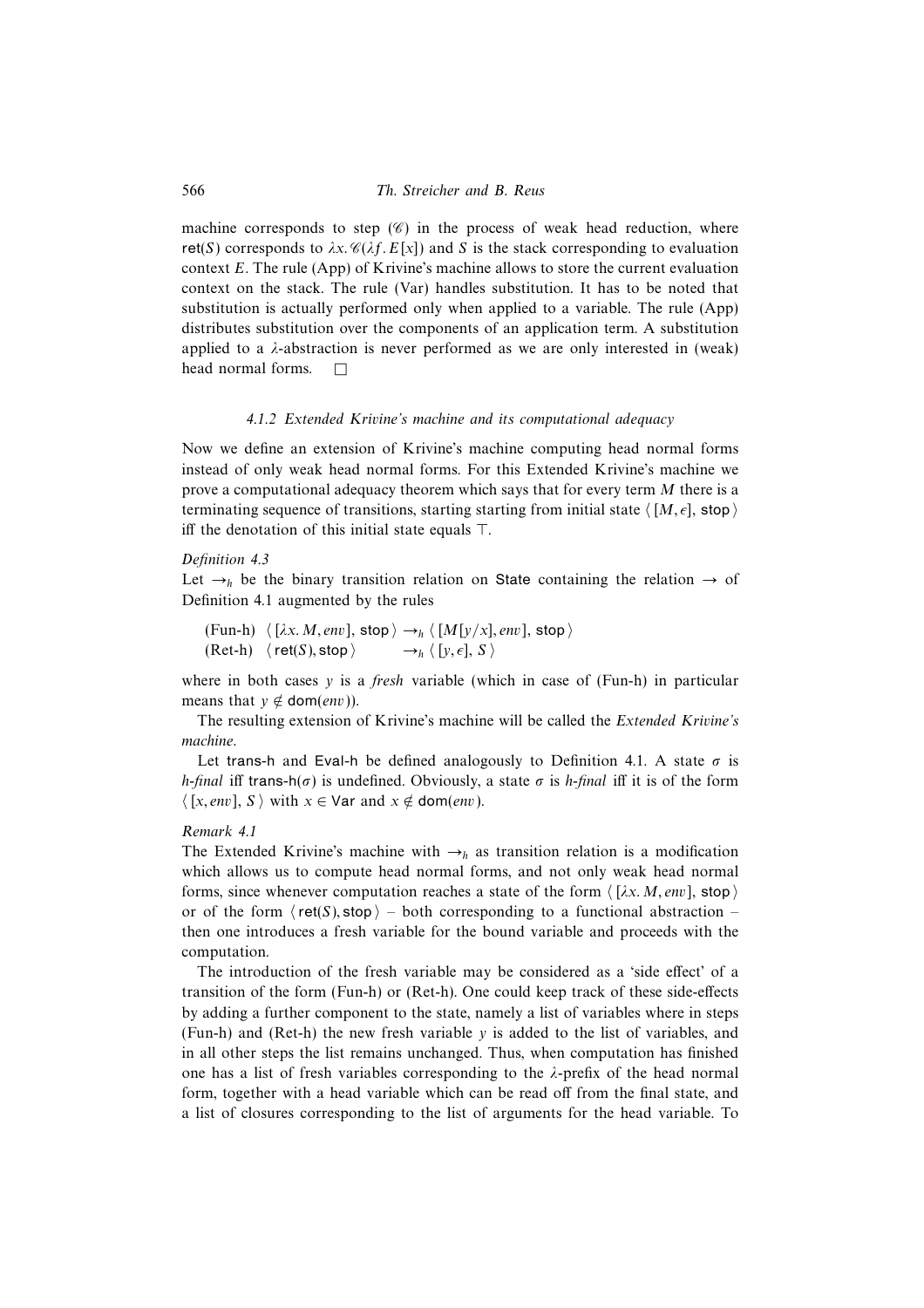machine corresponds to step ($\mathscr{C}$) in the process of weak head reduction, where $\mathsf{ret}(S)$ corresponds to $\lambda x.\mathscr{C}(\lambda f.E[x])$ and $S$ is the stack corresponding to evaluation context $E$. The rule (App) of Krivine's machine allows to store the current evaluation context on the stack. The rule (Var) handles substitution. It has to be noted that substitution is actually performed only when applied to a variable. The rule (App) distributes substitution over the components of an application term. A substitution applied to a $\lambda$-abstraction is never performed as we are only interested in (weak) head normal forms. □

#### 4.1.2 Extended Krivine's machine and its computational adequacy

Now we define an extension of Krivine's machine computing head normal forms instead of only weak head normal forms. For this Extended Krivine's machine we prove a computational adequacy theorem which says that for every term $M$ there is a terminating sequence of transitions, starting starting from initial state $\langle [M,\epsilon], \mathsf{stop} \rangle$ iff the denotation of this initial state equals $\top$.

*Definition 4.3*

Let $\to_h$ be the binary transition relation on $\mathsf{State}$ containing the relation $\to$ of Definition 4.1 augmented by the rules

$$
\begin{array}{lll}
\text{(Fun-h)} & \langle [\lambda x.M, env], \mathsf{stop} \rangle & \to_h \langle [M[y/x], env], \mathsf{stop} \rangle \\
\text{(Ret-h)} & \langle \mathsf{ret}(S), \mathsf{stop} \rangle & \to_h \langle [y,\epsilon], S \rangle
\end{array}
$$

where in both cases $y$ is a *fresh* variable (which in case of (Fun-h) in particular means that $y \notin \mathsf{dom}(env)$).

The resulting extension of Krivine's machine will be called the *Extended Krivine's machine*.

Let trans-h and Eval-h be defined analogously to Definition 4.1. A state $\sigma$ is *h-final* iff trans-h$(\sigma)$ is undefined. Obviously, a state $\sigma$ is *h-final* iff it is of the form $\langle [x, env], S \rangle$ with $x \in \mathsf{Var}$ and $x \notin \mathsf{dom}(env)$.

*Remark 4.1*

The Extended Krivine's machine with $\to_h$ as transition relation is a modification which allows us to compute head normal forms, and not only weak head normal forms, since whenever computation reaches a state of the form $\langle [\lambda x.M, env], \mathsf{stop} \rangle$ or of the form $\langle \mathsf{ret}(S), \mathsf{stop} \rangle$ – both corresponding to a functional abstraction – then one introduces a fresh variable for the bound variable and proceeds with the computation.

The introduction of the fresh variable may be considered as a 'side effect' of a transition of the form (Fun-h) or (Ret-h). One could keep track of these side-effects by adding a further component to the state, namely a list of variables where in steps (Fun-h) and (Ret-h) the new fresh variable $y$ is added to the list of variables, and in all other steps the list remains unchanged. Thus, when computation has finished one has a list of fresh variables corresponding to the $\lambda$-prefix of the head normal form, together with a head variable which can be read off from the final state, and a list of closures corresponding to the list of arguments for the head variable. To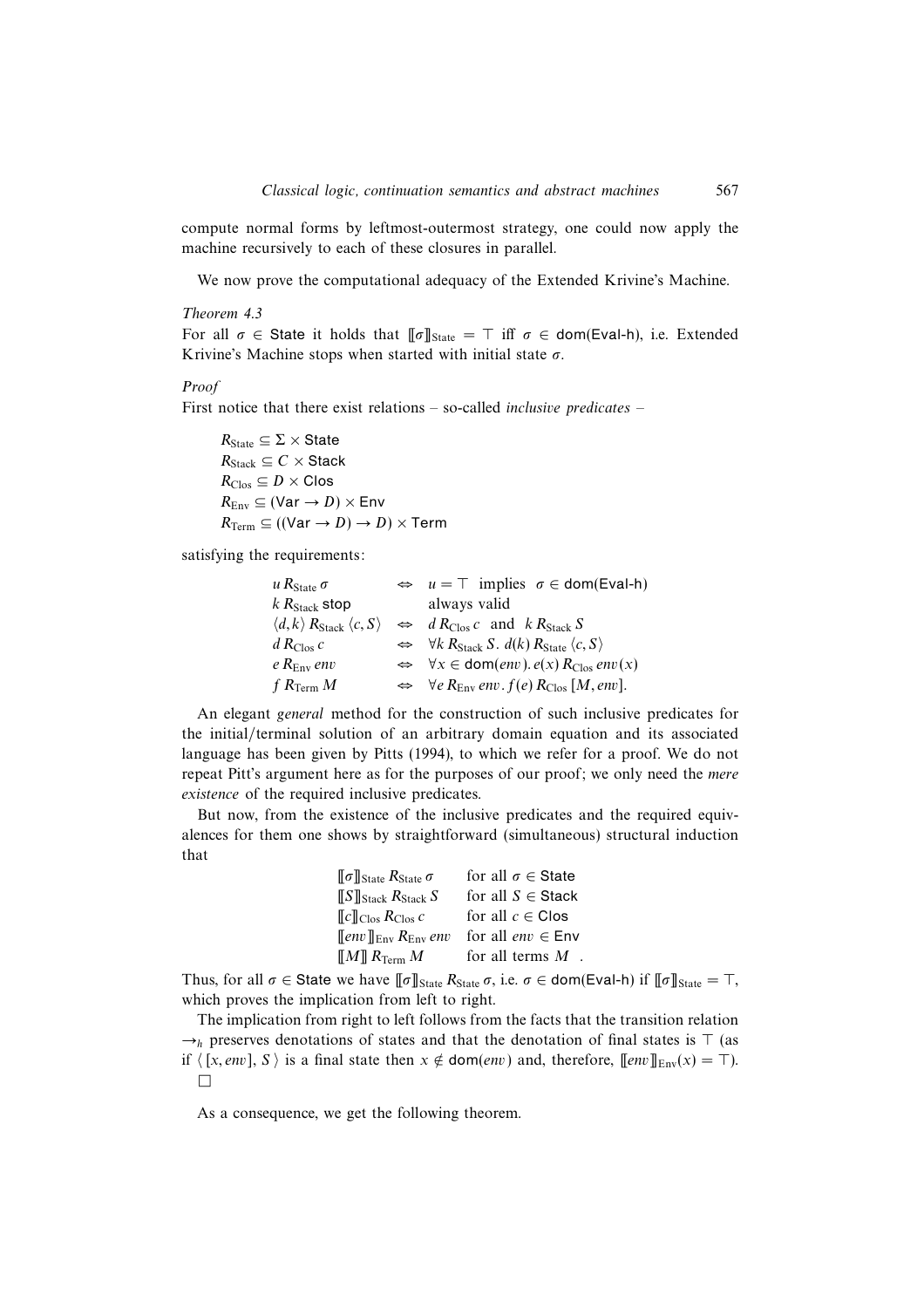compute normal forms by leftmost-outermost strategy, one could now apply the machine recursively to each of these closures in parallel.

We now prove the computational adequacy of the Extended Krivine's Machine.

*Theorem 4.3*

For all $\sigma \in \mathsf{State}$ it holds that $[\![\sigma]\!]_{\mathrm{State}} = \top$ iff $\sigma \in \mathsf{dom}(\mathsf{Eval\text{-}h})$, i.e. Extended Krivine's Machine stops when started with initial state $\sigma$.

*Proof*

First notice that there exist relations – so-called *inclusive predicates* –

$$
\begin{aligned}
&R_{\mathrm{State}} \subseteq \Sigma \times \mathsf{State}\\
&R_{\mathrm{Stack}} \subseteq C \times \mathsf{Stack}\\
&R_{\mathrm{Clos}} \subseteq D \times \mathsf{Clos}\\
&R_{\mathrm{Env}} \subseteq (\mathsf{Var} \to D) \times \mathsf{Env}\\
&R_{\mathrm{Term}} \subseteq ((\mathsf{Var} \to D) \to D) \times \mathsf{Term}
\end{aligned}
$$

satisfying the requirements:

$$
\begin{array}{lcl}
u \, R_{\mathrm{State}} \, \sigma & \Leftrightarrow & u = \top \text{ implies } \sigma \in \mathsf{dom}(\mathsf{Eval\text{-}h})\\
k \, R_{\mathrm{Stack}} \, \mathsf{stop} & & \text{always valid}\\
\langle d, k \rangle \, R_{\mathrm{Stack}} \, \langle c, S \rangle & \Leftrightarrow & d \, R_{\mathrm{Clos}} \, c \text{ and } k \, R_{\mathrm{Stack}} \, S\\
d \, R_{\mathrm{Clos}} \, c & \Leftrightarrow & \forall k \, R_{\mathrm{Stack}} \, S.\ d(k) \, R_{\mathrm{State}} \, \langle c, S \rangle\\
e \, R_{\mathrm{Env}} \, env & \Leftrightarrow & \forall x \in \mathsf{dom}(env).\ e(x) \, R_{\mathrm{Clos}} \, env(x)\\
f \, R_{\mathrm{Term}} \, M & \Leftrightarrow & \forall e \, R_{\mathrm{Env}} \, env.\ f(e) \, R_{\mathrm{Clos}} \, [M, env].
\end{array}
$$

An elegant *general* method for the construction of such inclusive predicates for the initial/terminal solution of an arbitrary domain equation and its associated language has been given by Pitts (1994), to which we refer for a proof. We do not repeat Pitt's argument here as for the purposes of our proof; we only need the *mere existence* of the required inclusive predicates.

But now, from the existence of the inclusive predicates and the required equivalences for them one shows by straightforward (simultaneous) structural induction that

$$
\begin{array}{ll}
[\![\sigma]\!]_{\mathrm{State}} \, R_{\mathrm{State}} \, \sigma & \text{for all } \sigma \in \mathsf{State}\\
[\![S]\!]_{\mathrm{Stack}} \, R_{\mathrm{Stack}} \, S & \text{for all } S \in \mathsf{Stack}\\
[\![c]\!]_{\mathrm{Clos}} \, R_{\mathrm{Clos}} \, c & \text{for all } c \in \mathsf{Clos}\\
[\![env]\!]_{\mathrm{Env}} \, R_{\mathrm{Env}} \, env & \text{for all } env \in \mathsf{Env}\\
[\![M]\!] \, R_{\mathrm{Term}} \, M & \text{for all terms } M \ .
\end{array}
$$

Thus, for all $\sigma \in \mathsf{State}$ we have $[\![\sigma]\!]_{\mathrm{State}} \, R_{\mathrm{State}} \, \sigma$, i.e. $\sigma \in \mathsf{dom}(\mathsf{Eval\text{-}h})$ if $[\![\sigma]\!]_{\mathrm{State}} = \top$, which proves the implication from left to right.

The implication from right to left follows from the facts that the transition relation $\to_h$ preserves denotations of states and that the denotation of final states is $\top$ (as if $\langle [x, env], S \rangle$ is a final state then $x \notin \mathsf{dom}(env)$ and, therefore, $[\![env]\!]_{\mathrm{Env}}(x) = \top$). $\square$

As a consequence, we get the following theorem.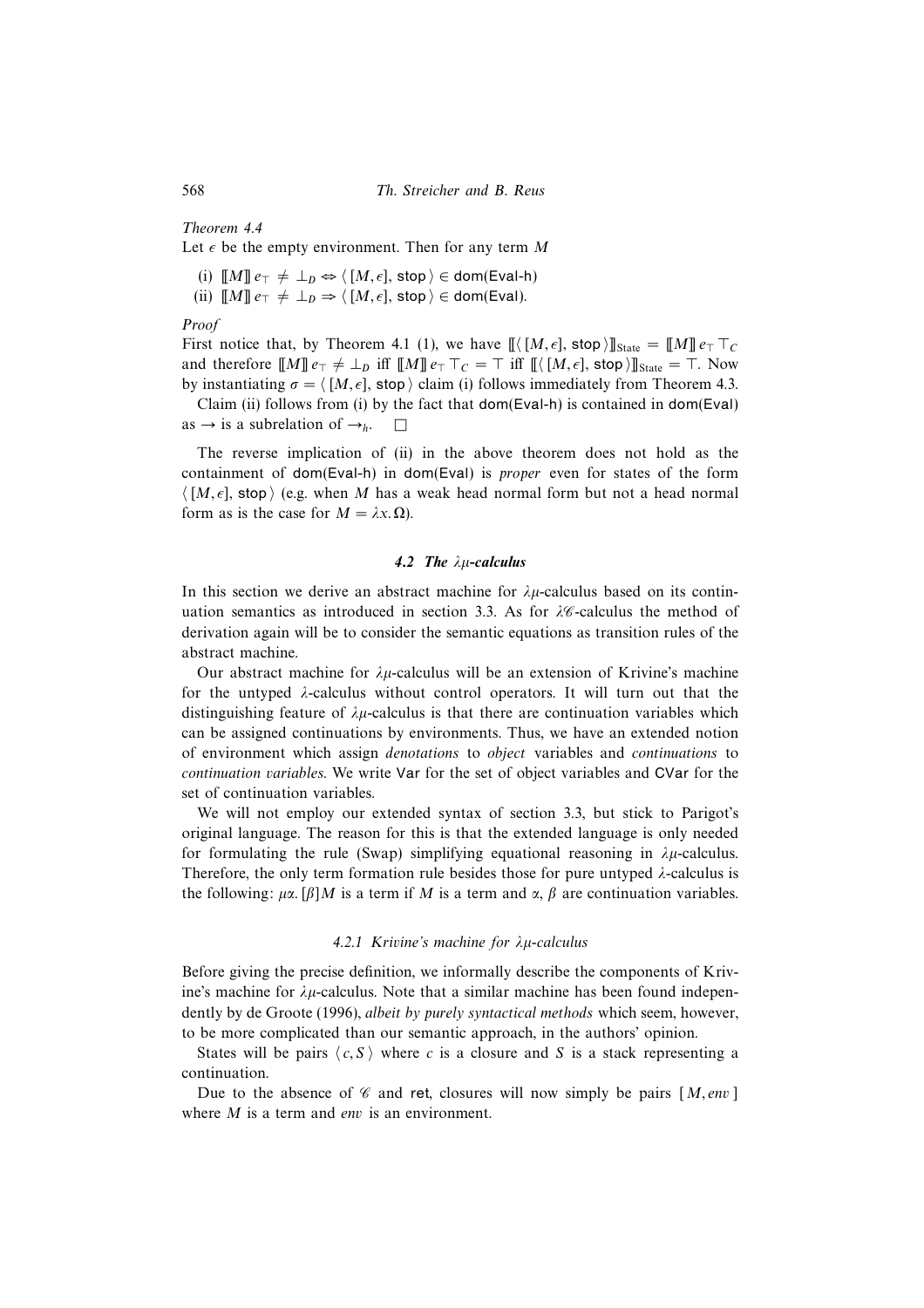*Theorem 4.4*
Let $\epsilon$ be the empty environment. Then for any term $M$

(i) $[\![M]\!]\, e_\top \neq \bot_D \Leftrightarrow \langle\, [M,\epsilon], \mathsf{stop}\,\rangle \in \mathsf{dom}(\mathsf{Eval\text{-}h})$
(ii) $[\![M]\!]\, e_\top \neq \bot_D \Rightarrow \langle\, [M,\epsilon], \mathsf{stop}\,\rangle \in \mathsf{dom}(\mathsf{Eval})$.

*Proof*
First notice that, by Theorem 4.1 (1), we have $[\![\langle\, [M,\epsilon], \mathsf{stop}\,\rangle]\!]_{\mathrm{State}} = [\![M]\!]\, e_\top\, \top_C$ and therefore $[\![M]\!]\, e_\top \neq \bot_D$ iff $[\![M]\!]\, e_\top\, \top_C = \top$ iff $[\![\langle\, [M,\epsilon], \mathsf{stop}\,\rangle]\!]_{\mathrm{State}} = \top$. Now by instantiating $\sigma = \langle\, [M,\epsilon], \mathsf{stop}\,\rangle$ claim (i) follows immediately from Theorem 4.3.

Claim (ii) follows from (i) by the fact that $\mathsf{dom}(\mathsf{Eval\text{-}h})$ is contained in $\mathsf{dom}(\mathsf{Eval})$ as $\rightarrow$ is a subrelation of $\rightarrow_h$. $\square$

The reverse implication of (ii) in the above theorem does not hold as the containment of $\mathsf{dom}(\mathsf{Eval\text{-}h})$ in $\mathsf{dom}(\mathsf{Eval})$ is *proper* even for states of the form $\langle\, [M,\epsilon], \mathsf{stop}\,\rangle$ (e.g. when $M$ has a weak head normal form but not a head normal form as is the case for $M = \lambda x.\Omega$).

### 4.2 The $\lambda\mu$-calculus

In this section we derive an abstract machine for $\lambda\mu$-calculus based on its continuation semantics as introduced in section 3.3. As for $\lambda\mathscr{C}$-calculus the method of derivation again will be to consider the semantic equations as transition rules of the abstract machine.

Our abstract machine for $\lambda\mu$-calculus will be an extension of Krivine's machine for the untyped $\lambda$-calculus without control operators. It will turn out that the distinguishing feature of $\lambda\mu$-calculus is that there are continuation variables which can be assigned continuations by environments. Thus, we have an extended notion of environment which assign *denotations* to *object* variables and *continuations* to *continuation variables*. We write Var for the set of object variables and CVar for the set of continuation variables.

We will not employ our extended syntax of section 3.3, but stick to Parigot's original language. The reason for this is that the extended language is only needed for formulating the rule (Swap) simplifying equational reasoning in $\lambda\mu$-calculus. Therefore, the only term formation rule besides those for pure untyped $\lambda$-calculus is the following: $\mu\alpha.[\beta]M$ is a term if $M$ is a term and $\alpha$, $\beta$ are continuation variables.

#### 4.2.1 Krivine's machine for $\lambda\mu$-calculus

Before giving the precise definition, we informally describe the components of Krivine's machine for $\lambda\mu$-calculus. Note that a similar machine has been found independently by de Groote (1996), *albeit by purely syntactical methods* which seem, however, to be more complicated than our semantic approach, in the authors' opinion.

States will be pairs $\langle\, c, S\,\rangle$ where $c$ is a closure and $S$ is a stack representing a continuation.

Due to the absence of $\mathscr{C}$ and ret, closures will now simply be pairs $[\,M, env\,]$ where $M$ is a term and $env$ is an environment.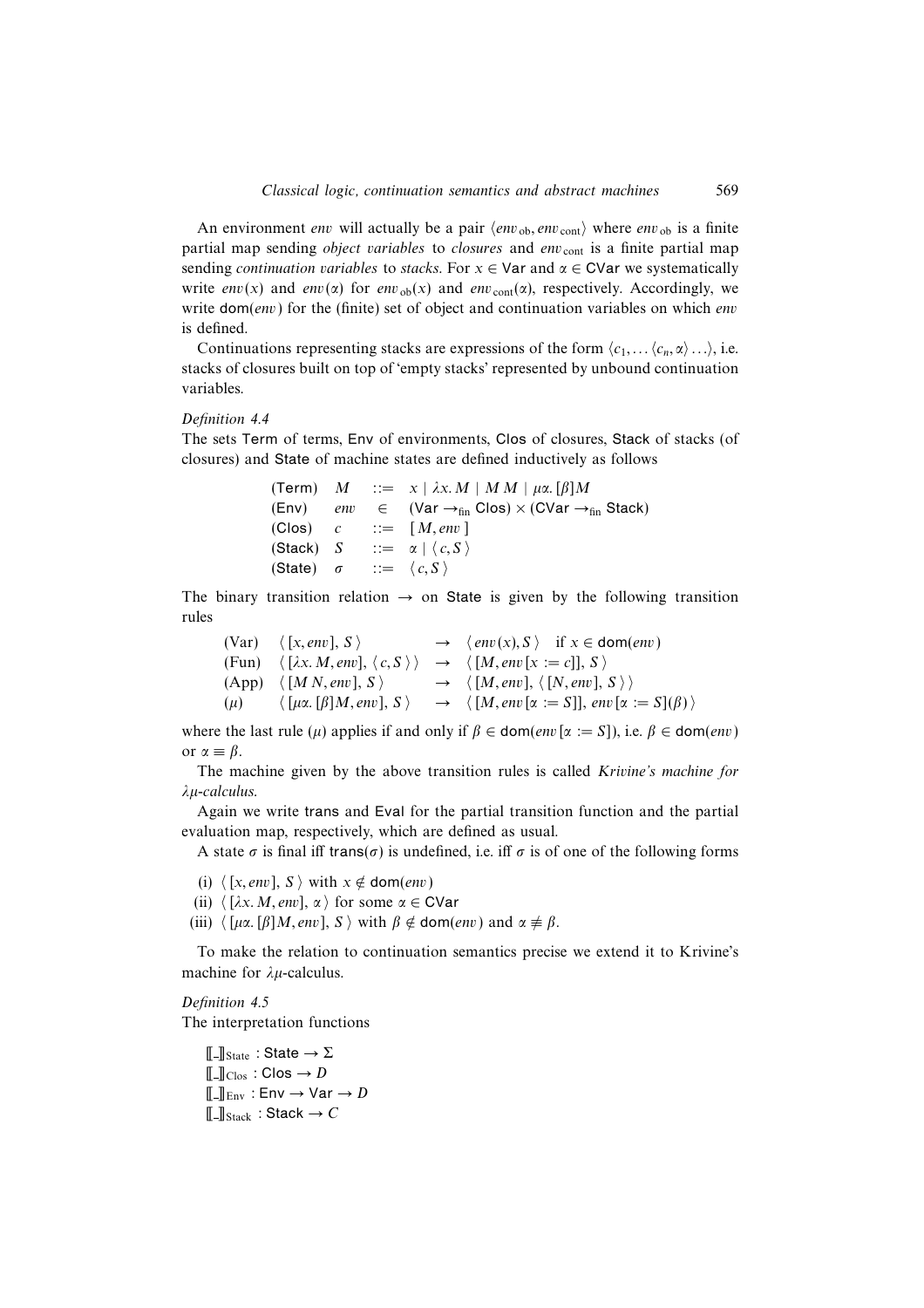An environment $env$ will actually be a pair $\langle env_{\text{ob}}, env_{\text{cont}} \rangle$ where $env_{\text{ob}}$ is a finite partial map sending *object variables* to *closures* and $env_{\text{cont}}$ is a finite partial map sending *continuation variables* to *stacks*. For $x \in \mathsf{Var}$ and $\alpha \in \mathsf{CVar}$ we systematically write $env(x)$ and $env(\alpha)$ for $env_{\text{ob}}(x)$ and $env_{\text{cont}}(\alpha)$, respectively. Accordingly, we write $\mathsf{dom}(env)$ for the (finite) set of object and continuation variables on which $env$ is defined.

Continuations representing stacks are expressions of the form $\langle c_1, \dots \langle c_n, \alpha \rangle \dots \rangle$, i.e. stacks of closures built on top of 'empty stacks' represented by unbound continuation variables.

*Definition 4.4*

The sets $\mathsf{Term}$ of terms, $\mathsf{Env}$ of environments, $\mathsf{Clos}$ of closures, $\mathsf{Stack}$ of stacks (of closures) and $\mathsf{State}$ of machine states are defined inductively as follows

$$
\begin{array}{llcl}
(\mathsf{Term}) & M & ::= & x \mid \lambda x.\, M \mid M\, M \mid \mu\alpha.\, [\beta]M \\
(\mathsf{Env}) & env & \in & (\mathsf{Var} \to_{\text{fin}} \mathsf{Clos}) \times (\mathsf{CVar} \to_{\text{fin}} \mathsf{Stack}) \\
(\mathsf{Clos}) & c & ::= & [\, M, env\,] \\
(\mathsf{Stack}) & S & ::= & \alpha \mid \langle\, c, S\,\rangle \\
(\mathsf{State}) & \sigma & ::= & \langle\, c, S\,\rangle
\end{array}
$$

The binary transition relation $\to$ on $\mathsf{State}$ is given by the following transition rules

$$
\begin{array}{llcl}
(\text{Var}) & \langle\, [x, env],\, S\,\rangle & \to & \langle\, env(x), S\,\rangle \quad \text{if } x \in \mathsf{dom}(env) \\
(\text{Fun}) & \langle\, [\lambda x.\, M, env],\, \langle\, c, S\,\rangle\,\rangle & \to & \langle\, [M, env[x := c]],\, S\,\rangle \\
(\text{App}) & \langle\, [M\, N, env],\, S\,\rangle & \to & \langle\, [M, env],\, \langle\, [N, env],\, S\,\rangle\,\rangle \\
(\mu) & \langle\, [\mu\alpha.\, [\beta]M, env],\, S\,\rangle & \to & \langle\, [M, env[\alpha := S]],\, env[\alpha := S](\beta)\,\rangle
\end{array}
$$

where the last rule $(\mu)$ applies if and only if $\beta \in \mathsf{dom}(env[\alpha := S])$, i.e. $\beta \in \mathsf{dom}(env)$ or $\alpha \equiv \beta$.

The machine given by the above transition rules is called *Krivine's machine for $\lambda\mu$-calculus.*

Again we write $\mathsf{trans}$ and $\mathsf{Eval}$ for the partial transition function and the partial evaluation map, respectively, which are defined as usual.

A state $\sigma$ is final iff $\mathsf{trans}(\sigma)$ is undefined, i.e. iff $\sigma$ is of one of the following forms

(i) $\langle\, [x, env],\, S\,\rangle$ with $x \notin \mathsf{dom}(env)$

(ii) $\langle\, [\lambda x.\, M, env],\, \alpha\,\rangle$ for some $\alpha \in \mathsf{CVar}$

(iii) $\langle\, [\mu\alpha.\, [\beta]M, env],\, S\,\rangle$ with $\beta \notin \mathsf{dom}(env)$ and $\alpha \not\equiv \beta$.

To make the relation to continuation semantics precise we extend it to Krivine's machine for $\lambda\mu$-calculus.

*Definition 4.5*

The interpretation functions

$$
\begin{array}{l}
[\![\_]\!]_{\text{State}} : \mathsf{State} \to \Sigma \\
[\![\_]\!]_{\text{Clos}} : \mathsf{Clos} \to D \\
[\![\_]\!]_{\text{Env}} : \mathsf{Env} \to \mathsf{Var} \to D \\
[\![\_]\!]_{\text{Stack}} : \mathsf{Stack} \to C
\end{array}
$$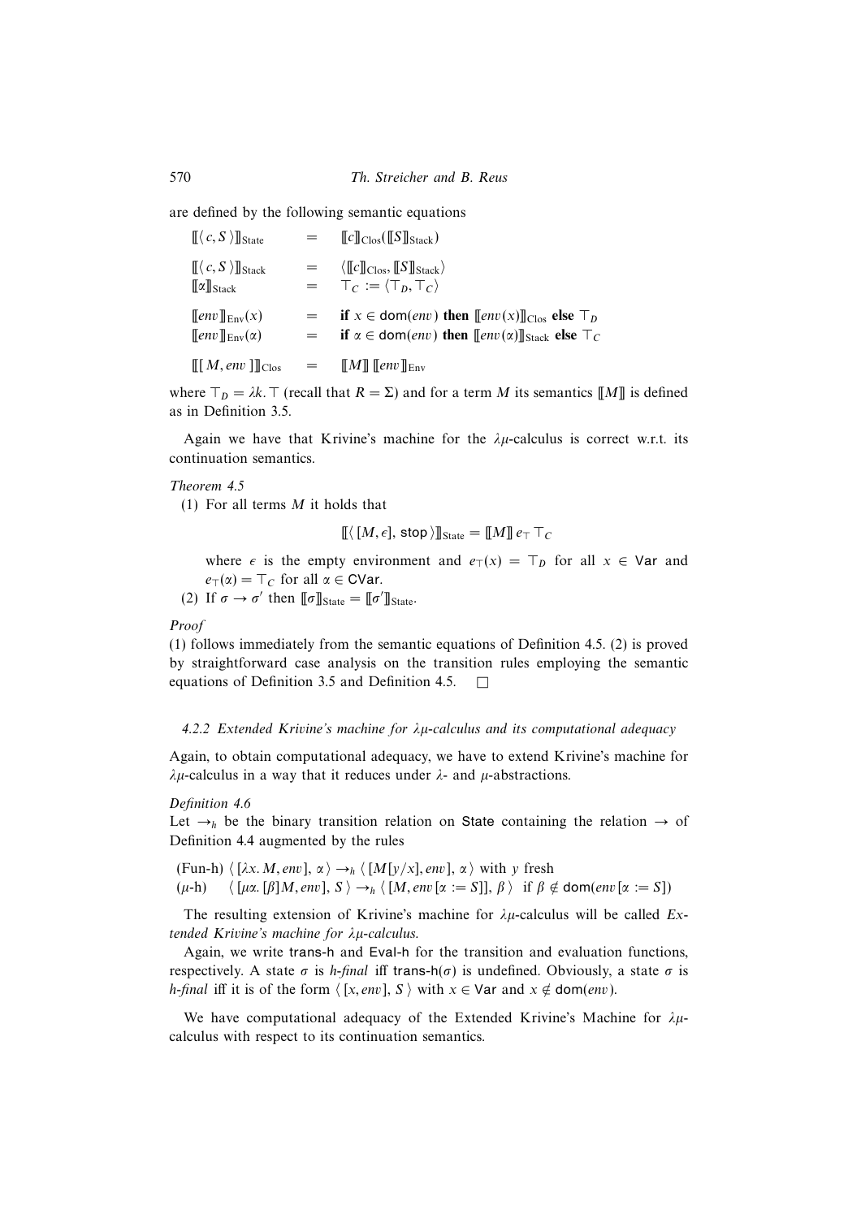are defined by the following semantic equations

$$
\begin{array}{lcl}
[\![\langle c, S \rangle]\!]_{\text{State}} & = & [\![c]\!]_{\text{Clos}}([\![S]\!]_{\text{Stack}}) \\
[\![\langle c, S \rangle]\!]_{\text{Stack}} & = & \langle [\![c]\!]_{\text{Clos}}, [\![S]\!]_{\text{Stack}} \rangle \\
[\![\alpha]\!]_{\text{Stack}} & = & \top_C := \langle \top_D, \top_C \rangle \\
[\![env]\!]_{\text{Env}}(x) & = & \textbf{if } x \in \mathsf{dom}(env) \textbf{ then } [\![env(x)]\!]_{\text{Clos}} \textbf{ else } \top_D \\
[\![env]\!]_{\text{Env}}(\alpha) & = & \textbf{if } \alpha \in \mathsf{dom}(env) \textbf{ then } [\![env(\alpha)]\!]_{\text{Stack}} \textbf{ else } \top_C \\
[\![[M, env]]\!]_{\text{Clos}} & = & [\![M]\!]\,[\![env]\!]_{\text{Env}}
\end{array}
$$

where $\top_D = \lambda k.\top$ (recall that $R = \Sigma$) and for a term $M$ its semantics $[\![M]\!]$ is defined as in Definition 3.5.

Again we have that Krivine's machine for the $\lambda\mu$-calculus is correct w.r.t. its continuation semantics.

*Theorem 4.5*

(1) For all terms $M$ it holds that

$$[\![\langle [M, \epsilon], \mathsf{stop} \rangle]\!]_{\text{State}} = [\![M]\!]\, e_\top\, \top_C$$

where $\epsilon$ is the empty environment and $e_\top(x) = \top_D$ for all $x \in \mathsf{Var}$ and $e_\top(\alpha) = \top_C$ for all $\alpha \in \mathsf{CVar}$.

(2) If $\sigma \to \sigma'$ then $[\![\sigma]\!]_{\text{State}} = [\![\sigma']\!]_{\text{State}}$.

*Proof*

(1) follows immediately from the semantic equations of Definition 4.5. (2) is proved by straightforward case analysis on the transition rules employing the semantic equations of Definition 3.5 and Definition 4.5. □

#### *4.2.2 Extended Krivine's machine for $\lambda\mu$-calculus and its computational adequacy*

Again, to obtain computational adequacy, we have to extend Krivine's machine for $\lambda\mu$-calculus in a way that it reduces under $\lambda$- and $\mu$-abstractions.

*Definition 4.6*

Let $\to_h$ be the binary transition relation on State containing the relation $\to$ of Definition 4.4 augmented by the rules

(Fun-h) $\langle [\lambda x.\, M, env],\, \alpha \rangle \to_h \langle [M[y/x], env],\, \alpha \rangle$ with $y$ fresh

($\mu$-h) $\quad \langle [\mu\alpha.\,[\beta]M, env],\, S \rangle \to_h \langle [M, env[\alpha := S]],\, \beta \rangle$ if $\beta \notin \mathsf{dom}(env[\alpha := S])$

The resulting extension of Krivine's machine for $\lambda\mu$-calculus will be called *Extended Krivine's machine for $\lambda\mu$-calculus.*

Again, we write trans-h and Eval-h for the transition and evaluation functions, respectively. A state $\sigma$ is *h-final* iff trans-h($\sigma$) is undefined. Obviously, a state $\sigma$ is *h-final* iff it is of the form $\langle [x, env],\, S \rangle$ with $x \in \mathsf{Var}$ and $x \notin \mathsf{dom}(env)$.

We have computational adequacy of the Extended Krivine's Machine for $\lambda\mu$-calculus with respect to its continuation semantics.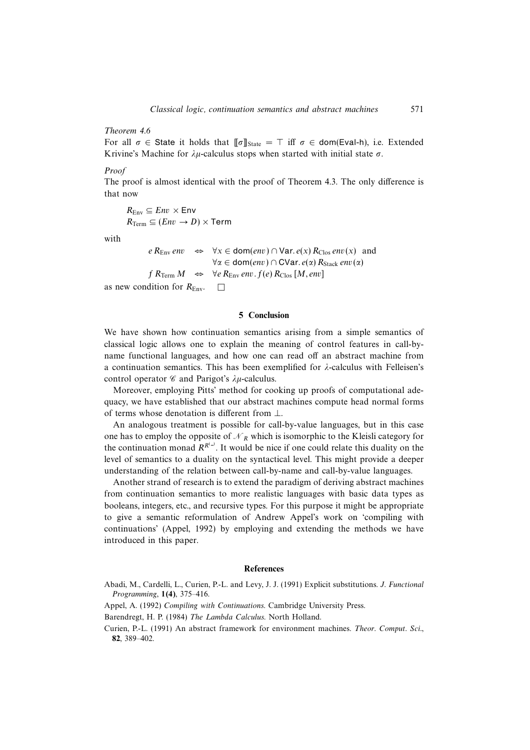*Theorem 4.6*

For all $\sigma \in \mathsf{State}$ it holds that $[\![\sigma]\!]_{\mathrm{State}} = \top$ iff $\sigma \in \mathsf{dom}(\mathsf{Eval\text{-}h})$, i.e. Extended Krivine's Machine for $\lambda\mu$-calculus stops when started with initial state $\sigma$.

*Proof*

The proof is almost identical with the proof of Theorem 4.3. The only difference is that now

$$R_{\mathrm{Env}} \subseteq Env \times \mathsf{Env}$$
$$R_{\mathrm{Term}} \subseteq (Env \to D) \times \mathsf{Term}$$

with

$$\begin{aligned} e\, R_{\mathrm{Env}}\, env \quad &\Leftrightarrow \quad \forall x \in \mathsf{dom}(env) \cap \mathsf{Var}.\, e(x)\, R_{\mathrm{Clos}}\, env(x) \;\; \text{and} \\ &\qquad\;\; \forall \alpha \in \mathsf{dom}(env) \cap \mathsf{CVar}.\, e(\alpha)\, R_{\mathrm{Stack}}\, env(\alpha) \\ f\, R_{\mathrm{Term}}\, M \quad &\Leftrightarrow \quad \forall e\, R_{\mathrm{Env}}\, env\, .\, f(e)\, R_{\mathrm{Clos}}\, [M, env] \end{aligned}$$

as new condition for $R_{\mathrm{Env}}$. □

## 5 Conclusion

We have shown how continuation semantics arising from a simple semantics of classical logic allows one to explain the meaning of control features in call-by-name functional languages, and how one can read off an abstract machine from a continuation semantics. This has been exemplified for $\lambda$-calculus with Felleisen's control operator $\mathscr{C}$ and Parigot's $\lambda\mu$-calculus.

Moreover, employing Pitts' method for cooking up proofs of computational adequacy, we have established that our abstract machines compute head normal forms of terms whose denotation is different from $\bot$.

An analogous treatment is possible for call-by-value languages, but in this case one has to employ the opposite of $\mathscr{N}_R$ which is isomorphic to the Kleisli category for the continuation monad $R^{R^{(-)}}$. It would be nice if one could relate this duality on the level of semantics to a duality on the syntactical level. This might provide a deeper understanding of the relation between call-by-name and call-by-value languages.

Another strand of research is to extend the paradigm of deriving abstract machines from continuation semantics to more realistic languages with basic data types as booleans, integers, etc., and recursive types. For this purpose it might be appropriate to give a semantic reformulation of Andrew Appel's work on 'compiling with continuations' (Appel, 1992) by employing and extending the methods we have introduced in this paper.

## References

Abadi, M., Cardelli, L., Curien, P.-L. and Levy, J. J. (1991) Explicit substitutions. *J. Functional Programming*, **1(4)**, 375–416.

Appel, A. (1992) *Compiling with Continuations*. Cambridge University Press.

Barendregt, H. P. (1984) *The Lambda Calculus*. North Holland.

Curien, P.-L. (1991) An abstract framework for environment machines. *Theor. Comput. Sci.*, **82**, 389–402.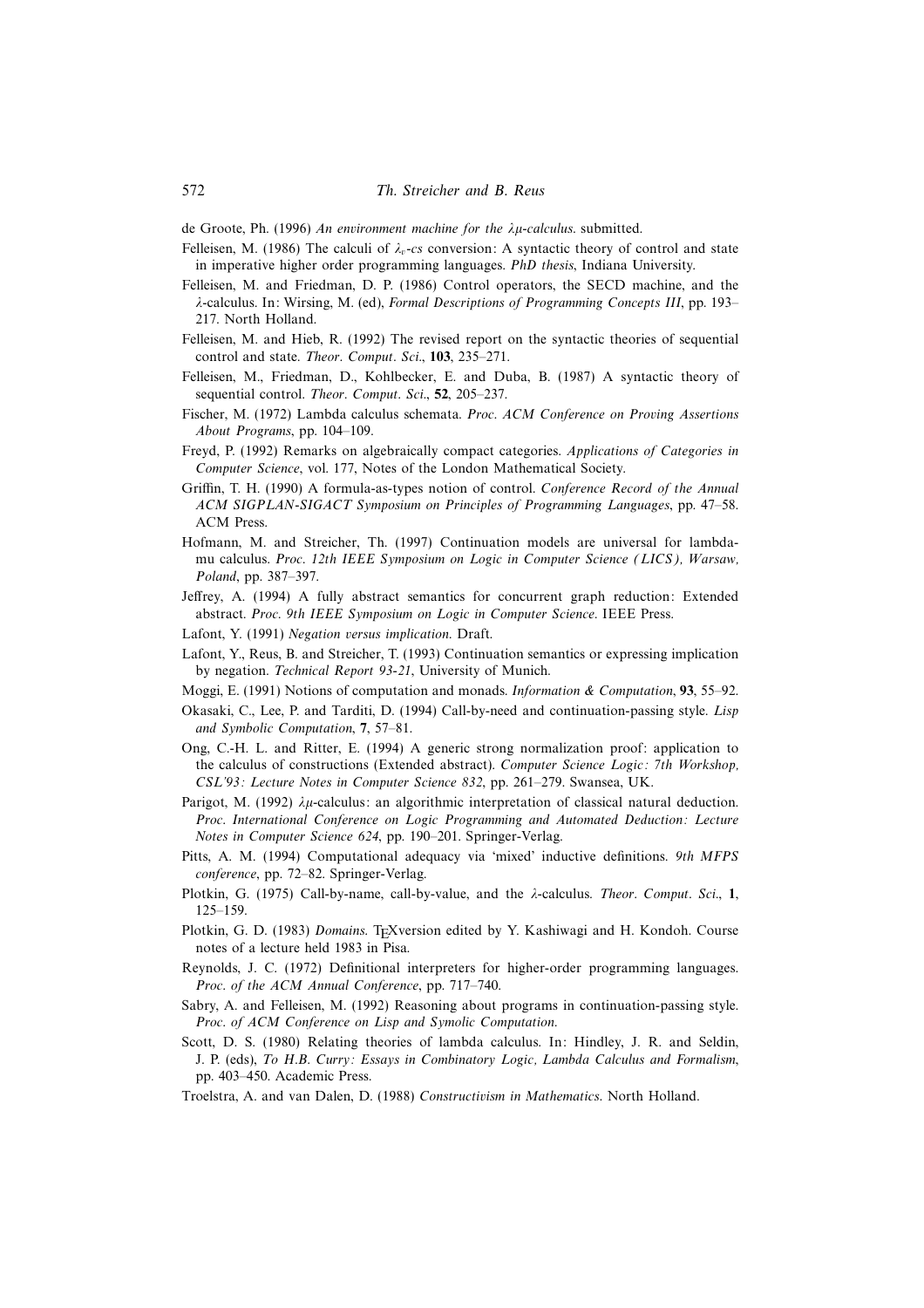de Groote, Ph. (1996) *An environment machine for the $\lambda\mu$-calculus*. submitted.

Felleisen, M. (1986) The calculi of $\lambda_v$-*cs* conversion: A syntactic theory of control and state in imperative higher order programming languages. *PhD thesis*, Indiana University.

Felleisen, M. and Friedman, D. P. (1986) Control operators, the SECD machine, and the $\lambda$-calculus. In: Wirsing, M. (ed), *Formal Descriptions of Programming Concepts III*, pp. 193–217. North Holland.

Felleisen, M. and Hieb, R. (1992) The revised report on the syntactic theories of sequential control and state. *Theor. Comput. Sci.*, **103**, 235–271.

Felleisen, M., Friedman, D., Kohlbecker, E. and Duba, B. (1987) A syntactic theory of sequential control. *Theor. Comput. Sci.*, **52**, 205–237.

Fischer, M. (1972) Lambda calculus schemata. *Proc. ACM Conference on Proving Assertions About Programs*, pp. 104–109.

Freyd, P. (1992) Remarks on algebraically compact categories. *Applications of Categories in Computer Science*, vol. 177, Notes of the London Mathematical Society.

Griffin, T. H. (1990) A formula-as-types notion of control. *Conference Record of the Annual ACM SIGPLAN-SIGACT Symposium on Principles of Programming Languages*, pp. 47–58. ACM Press.

Hofmann, M. and Streicher, Th. (1997) Continuation models are universal for lambda-mu calculus. *Proc. 12th IEEE Symposium on Logic in Computer Science (LICS), Warsaw, Poland*, pp. 387–397.

Jeffrey, A. (1994) A fully abstract semantics for concurrent graph reduction: Extended abstract. *Proc. 9th IEEE Symposium on Logic in Computer Science*. IEEE Press.

Lafont, Y. (1991) *Negation versus implication.* Draft.

Lafont, Y., Reus, B. and Streicher, T. (1993) Continuation semantics or expressing implication by negation. *Technical Report 93-21*, University of Munich.

Moggi, E. (1991) Notions of computation and monads. *Information & Computation*, **93**, 55–92.

Okasaki, C., Lee, P. and Tarditi, D. (1994) Call-by-need and continuation-passing style. *Lisp and Symbolic Computation*, **7**, 57–81.

Ong, C.-H. L. and Ritter, E. (1994) A generic strong normalization proof: application to the calculus of constructions (Extended abstract). *Computer Science Logic: 7th Workshop, CSL'93: Lecture Notes in Computer Science 832*, pp. 261–279. Swansea, UK.

Parigot, M. (1992) $\lambda\mu$-calculus: an algorithmic interpretation of classical natural deduction. *Proc. International Conference on Logic Programming and Automated Deduction: Lecture Notes in Computer Science 624*, pp. 190–201. Springer-Verlag.

Pitts, A. M. (1994) Computational adequacy via 'mixed' inductive definitions. *9th MFPS conference*, pp. 72–82. Springer-Verlag.

Plotkin, G. (1975) Call-by-name, call-by-value, and the $\lambda$-calculus. *Theor. Comput. Sci.*, **1**, 125–159.

Plotkin, G. D. (1983) *Domains*. TEXversion edited by Y. Kashiwagi and H. Kondoh. Course notes of a lecture held 1983 in Pisa.

Reynolds, J. C. (1972) Definitional interpreters for higher-order programming languages. *Proc. of the ACM Annual Conference*, pp. 717–740.

Sabry, A. and Felleisen, M. (1992) Reasoning about programs in continuation-passing style. *Proc. of ACM Conference on Lisp and Symolic Computation*.

Scott, D. S. (1980) Relating theories of lambda calculus. In: Hindley, J. R. and Seldin, J. P. (eds), *To H.B. Curry: Essays in Combinatory Logic, Lambda Calculus and Formalism*, pp. 403–450. Academic Press.

Troelstra, A. and van Dalen, D. (1988) *Constructivism in Mathematics*. North Holland.